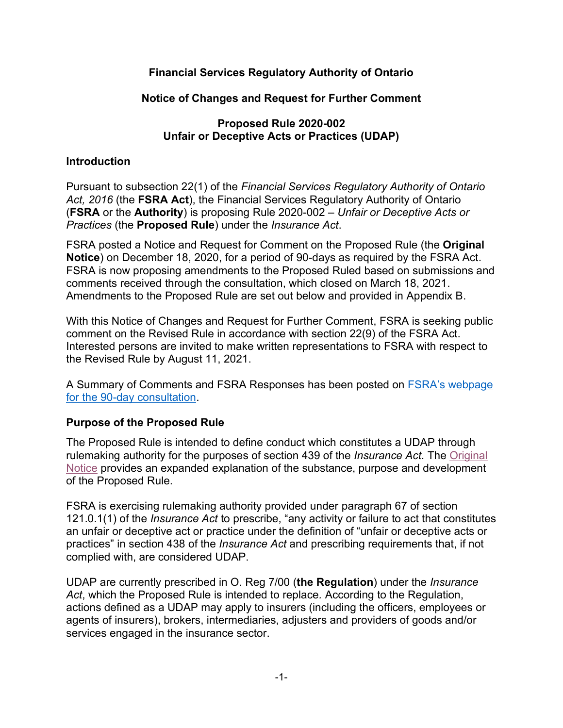**Financial Services Regulatory Authority of Ontario**

**Notice of Changes and Request for Further Comment**

**Proposed Rule 2020-002**
**Unfair or Deceptive Acts or Practices (UDAP)**

## Introduction

Pursuant to subsection 22(1) of the *Financial Services Regulatory Authority of Ontario Act, 2016* (the **FSRA Act**), the Financial Services Regulatory Authority of Ontario (**FSRA** or the **Authority**) is proposing Rule 2020-002 – *Unfair or Deceptive Acts or Practices* (the **Proposed Rule**) under the *Insurance Act*.

FSRA posted a Notice and Request for Comment on the Proposed Rule (the **Original Notice**) on December 18, 2020, for a period of 90-days as required by the FSRA Act. FSRA is now proposing amendments to the Proposed Ruled based on submissions and comments received through the consultation, which closed on March 18, 2021. Amendments to the Proposed Rule are set out below and provided in Appendix B.

With this Notice of Changes and Request for Further Comment, FSRA is seeking public comment on the Revised Rule in accordance with section 22(9) of the FSRA Act. Interested persons are invited to make written representations to FSRA with respect to the Revised Rule by August 11, 2021.

A Summary of Comments and FSRA Responses has been posted on [FSRA's webpage for the 90-day consultation].

## Purpose of the Proposed Rule

The Proposed Rule is intended to define conduct which constitutes a UDAP through rulemaking authority for the purposes of section 439 of the *Insurance Act.* The [Original Notice] provides an expanded explanation of the substance, purpose and development of the Proposed Rule.

FSRA is exercising rulemaking authority provided under paragraph 67 of section 121.0.1(1) of the *Insurance Act* to prescribe, "any activity or failure to act that constitutes an unfair or deceptive act or practice under the definition of "unfair or deceptive acts or practices" in section 438 of the *Insurance Act* and prescribing requirements that, if not complied with, are considered UDAP.

UDAP are currently prescribed in O. Reg 7/00 (**the Regulation**) under the *Insurance Act*, which the Proposed Rule is intended to replace. According to the Regulation, actions defined as a UDAP may apply to insurers (including the officers, employees or agents of insurers), brokers, intermediaries, adjusters and providers of goods and/or services engaged in the insurance sector.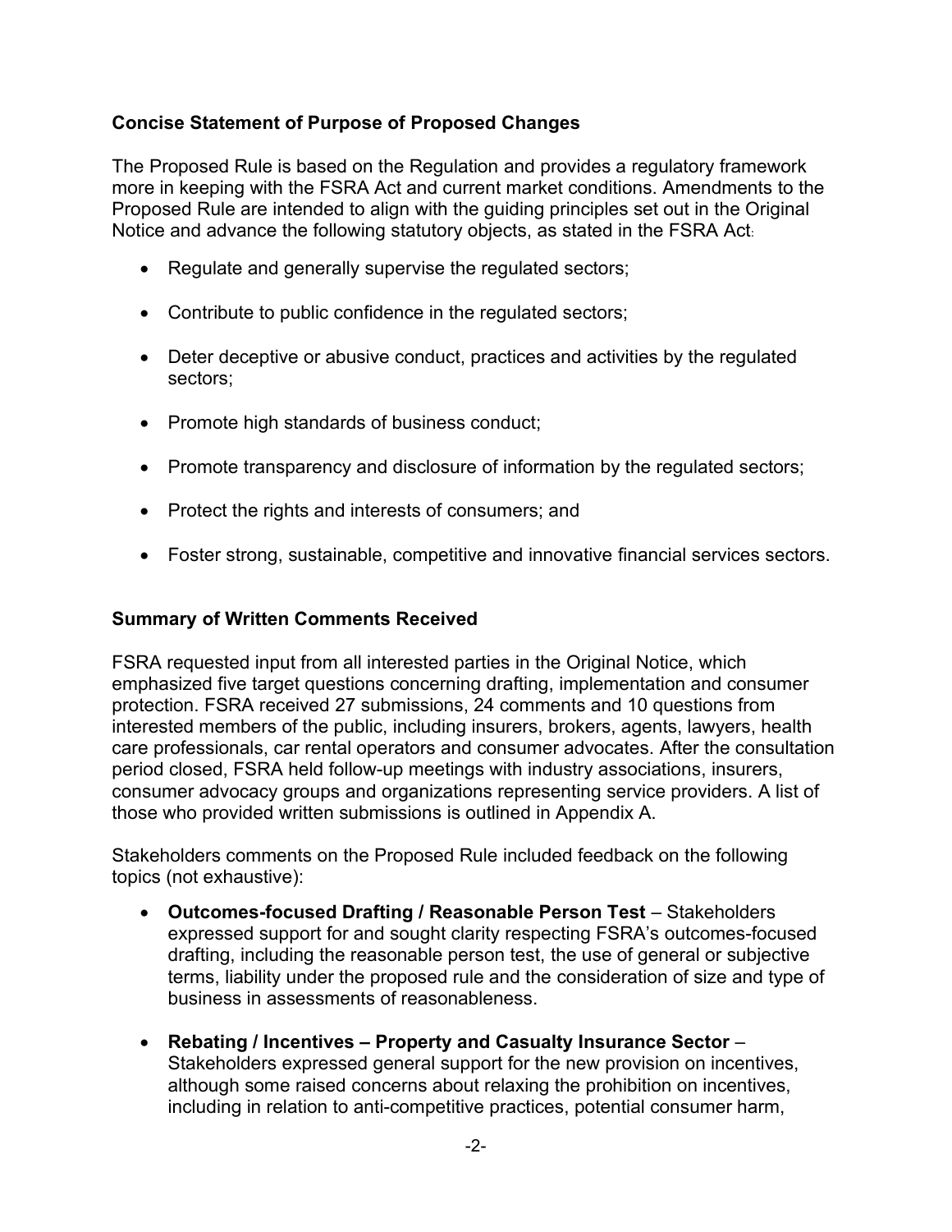**Concise Statement of Purpose of Proposed Changes**

The Proposed Rule is based on the Regulation and provides a regulatory framework more in keeping with the FSRA Act and current market conditions. Amendments to the Proposed Rule are intended to align with the guiding principles set out in the Original Notice and advance the following statutory objects, as stated in the FSRA Act:

- Regulate and generally supervise the regulated sectors;
- Contribute to public confidence in the regulated sectors;
- Deter deceptive or abusive conduct, practices and activities by the regulated sectors;
- Promote high standards of business conduct;
- Promote transparency and disclosure of information by the regulated sectors;
- Protect the rights and interests of consumers; and
- Foster strong, sustainable, competitive and innovative financial services sectors.

**Summary of Written Comments Received**

FSRA requested input from all interested parties in the Original Notice, which emphasized five target questions concerning drafting, implementation and consumer protection. FSRA received 27 submissions, 24 comments and 10 questions from interested members of the public, including insurers, brokers, agents, lawyers, health care professionals, car rental operators and consumer advocates. After the consultation period closed, FSRA held follow-up meetings with industry associations, insurers, consumer advocacy groups and organizations representing service providers. A list of those who provided written submissions is outlined in Appendix A.

Stakeholders comments on the Proposed Rule included feedback on the following topics (not exhaustive):

- **Outcomes-focused Drafting / Reasonable Person Test** – Stakeholders expressed support for and sought clarity respecting FSRA's outcomes-focused drafting, including the reasonable person test, the use of general or subjective terms, liability under the proposed rule and the consideration of size and type of business in assessments of reasonableness.
- **Rebating / Incentives – Property and Casualty Insurance Sector** – Stakeholders expressed general support for the new provision on incentives, although some raised concerns about relaxing the prohibition on incentives, including in relation to anti-competitive practices, potential consumer harm,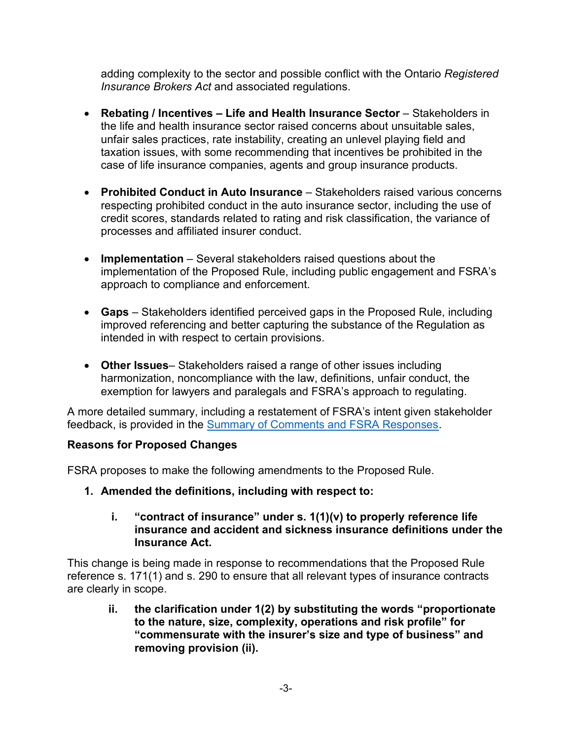adding complexity to the sector and possible conflict with the Ontario *Registered Insurance Brokers Act* and associated regulations.

- **Rebating / Incentives – Life and Health Insurance Sector** – Stakeholders in the life and health insurance sector raised concerns about unsuitable sales, unfair sales practices, rate instability, creating an unlevel playing field and taxation issues, with some recommending that incentives be prohibited in the case of life insurance companies, agents and group insurance products.

- **Prohibited Conduct in Auto Insurance** – Stakeholders raised various concerns respecting prohibited conduct in the auto insurance sector, including the use of credit scores, standards related to rating and risk classification, the variance of processes and affiliated insurer conduct.

- **Implementation** – Several stakeholders raised questions about the implementation of the Proposed Rule, including public engagement and FSRA's approach to compliance and enforcement.

- **Gaps** – Stakeholders identified perceived gaps in the Proposed Rule, including improved referencing and better capturing the substance of the Regulation as intended in with respect to certain provisions.

- **Other Issues**– Stakeholders raised a range of other issues including harmonization, noncompliance with the law, definitions, unfair conduct, the exemption for lawyers and paralegals and FSRA's approach to regulating.

A more detailed summary, including a restatement of FSRA's intent given stakeholder feedback, is provided in the Summary of Comments and FSRA Responses.

**Reasons for Proposed Changes**

FSRA proposes to make the following amendments to the Proposed Rule.

1. **Amended the definitions, including with respect to:**

   i. **"contract of insurance" under s. 1(1)(v) to properly reference life insurance and accident and sickness insurance definitions under the Insurance Act.**

This change is being made in response to recommendations that the Proposed Rule reference s. 171(1) and s. 290 to ensure that all relevant types of insurance contracts are clearly in scope.

   ii. **the clarification under 1(2) by substituting the words "proportionate to the nature, size, complexity, operations and risk profile" for "commensurate with the insurer's size and type of business" and removing provision (ii).**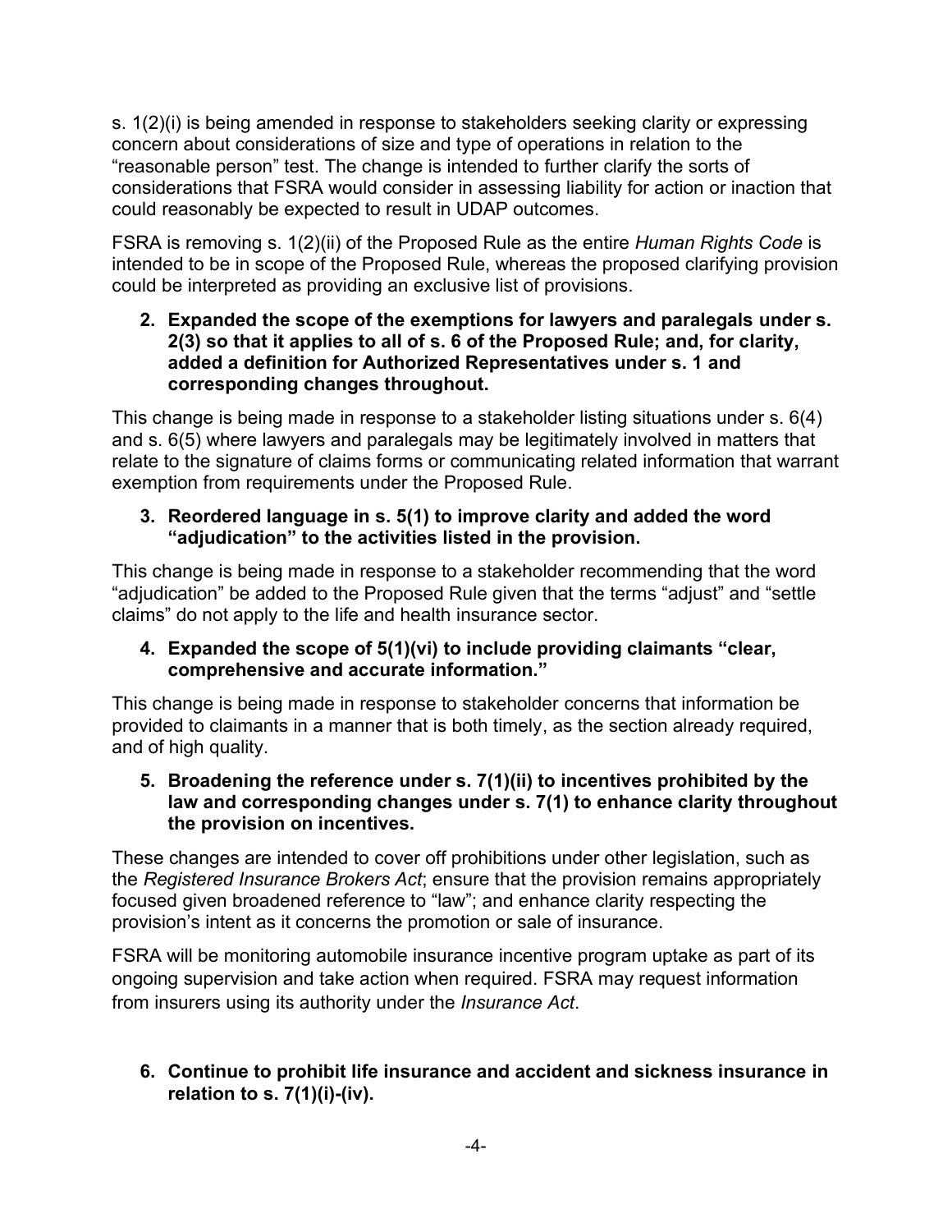s. 1(2)(i) is being amended in response to stakeholders seeking clarity or expressing concern about considerations of size and type of operations in relation to the "reasonable person" test. The change is intended to further clarify the sorts of considerations that FSRA would consider in assessing liability for action or inaction that could reasonably be expected to result in UDAP outcomes.

FSRA is removing s. 1(2)(ii) of the Proposed Rule as the entire *Human Rights Code* is intended to be in scope of the Proposed Rule, whereas the proposed clarifying provision could be interpreted as providing an exclusive list of provisions.

2. **Expanded the scope of the exemptions for lawyers and paralegals under s. 2(3) so that it applies to all of s. 6 of the Proposed Rule; and, for clarity, added a definition for Authorized Representatives under s. 1 and corresponding changes throughout.**

This change is being made in response to a stakeholder listing situations under s. 6(4) and s. 6(5) where lawyers and paralegals may be legitimately involved in matters that relate to the signature of claims forms or communicating related information that warrant exemption from requirements under the Proposed Rule.

3. **Reordered language in s. 5(1) to improve clarity and added the word "adjudication" to the activities listed in the provision.**

This change is being made in response to a stakeholder recommending that the word "adjudication" be added to the Proposed Rule given that the terms "adjust" and "settle claims" do not apply to the life and health insurance sector.

4. **Expanded the scope of 5(1)(vi) to include providing claimants "clear, comprehensive and accurate information."**

This change is being made in response to stakeholder concerns that information be provided to claimants in a manner that is both timely, as the section already required, and of high quality.

5. **Broadening the reference under s. 7(1)(ii) to incentives prohibited by the law and corresponding changes under s. 7(1) to enhance clarity throughout the provision on incentives.**

These changes are intended to cover off prohibitions under other legislation, such as the *Registered Insurance Brokers Act*; ensure that the provision remains appropriately focused given broadened reference to "law"; and enhance clarity respecting the provision's intent as it concerns the promotion or sale of insurance.

FSRA will be monitoring automobile insurance incentive program uptake as part of its ongoing supervision and take action when required. FSRA may request information from insurers using its authority under the *Insurance Act*.

6. **Continue to prohibit life insurance and accident and sickness insurance in relation to s. 7(1)(i)-(iv).**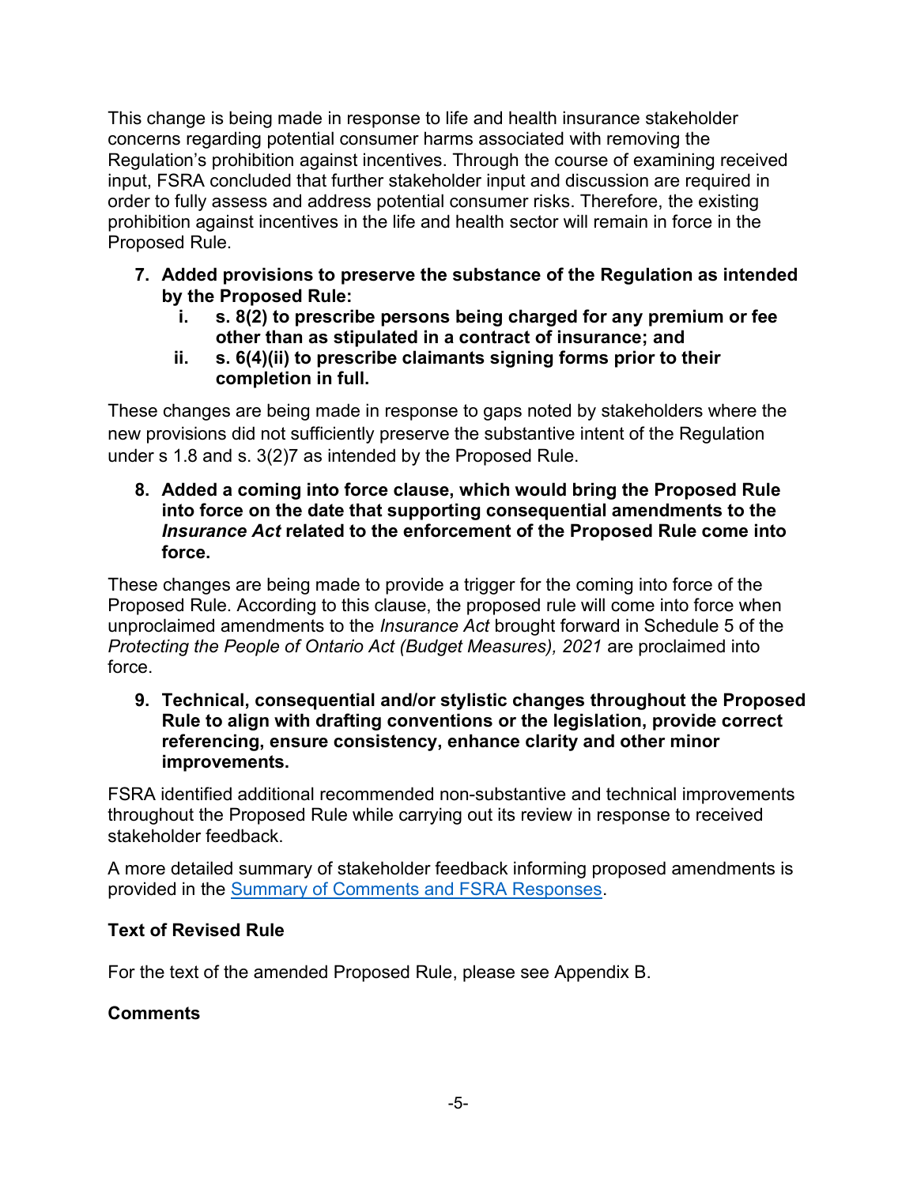This change is being made in response to life and health insurance stakeholder concerns regarding potential consumer harms associated with removing the Regulation's prohibition against incentives. Through the course of examining received input, FSRA concluded that further stakeholder input and discussion are required in order to fully assess and address potential consumer risks. Therefore, the existing prohibition against incentives in the life and health sector will remain in force in the Proposed Rule.

7. **Added provisions to preserve the substance of the Regulation as intended by the Proposed Rule:**
   i. **s. 8(2) to prescribe persons being charged for any premium or fee other than as stipulated in a contract of insurance; and**
   ii. **s. 6(4)(ii) to prescribe claimants signing forms prior to their completion in full.**

These changes are being made in response to gaps noted by stakeholders where the new provisions did not sufficiently preserve the substantive intent of the Regulation under s 1.8 and s. 3(2)7 as intended by the Proposed Rule.

8. **Added a coming into force clause, which would bring the Proposed Rule into force on the date that supporting consequential amendments to the *Insurance Act* related to the enforcement of the Proposed Rule come into force.**

These changes are being made to provide a trigger for the coming into force of the Proposed Rule. According to this clause, the proposed rule will come into force when unproclaimed amendments to the *Insurance Act* brought forward in Schedule 5 of the *Protecting the People of Ontario Act (Budget Measures), 2021* are proclaimed into force.

9. **Technical, consequential and/or stylistic changes throughout the Proposed Rule to align with drafting conventions or the legislation, provide correct referencing, ensure consistency, enhance clarity and other minor improvements.**

FSRA identified additional recommended non-substantive and technical improvements throughout the Proposed Rule while carrying out its review in response to received stakeholder feedback.

A more detailed summary of stakeholder feedback informing proposed amendments is provided in the Summary of Comments and FSRA Responses.

**Text of Revised Rule**

For the text of the amended Proposed Rule, please see Appendix B.

**Comments**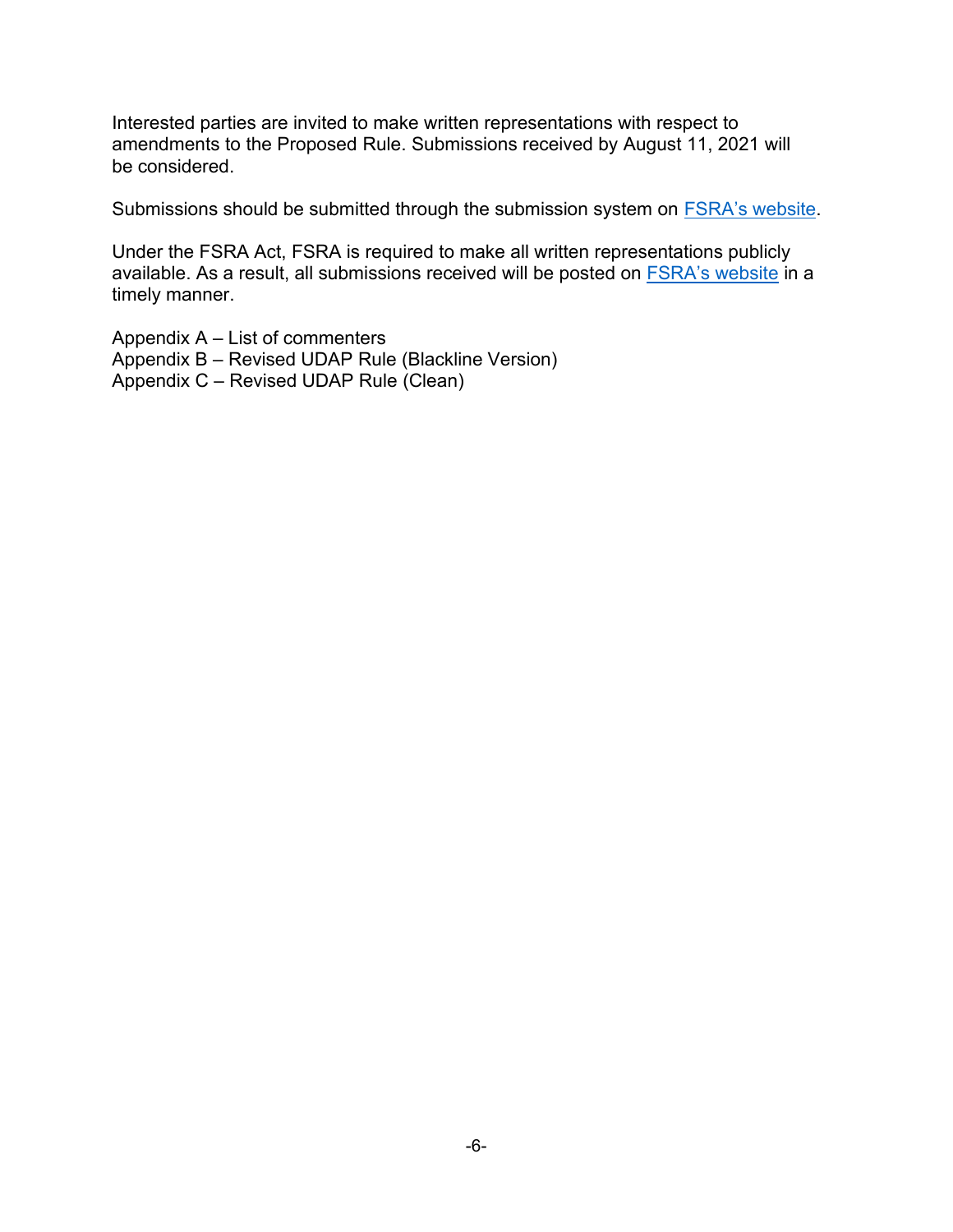Interested parties are invited to make written representations with respect to amendments to the Proposed Rule. Submissions received by August 11, 2021 will be considered.

Submissions should be submitted through the submission system on FSRA's website.

Under the FSRA Act, FSRA is required to make all written representations publicly available. As a result, all submissions received will be posted on FSRA's website in a timely manner.

Appendix A – List of commenters
Appendix B – Revised UDAP Rule (Blackline Version)
Appendix C – Revised UDAP Rule (Clean)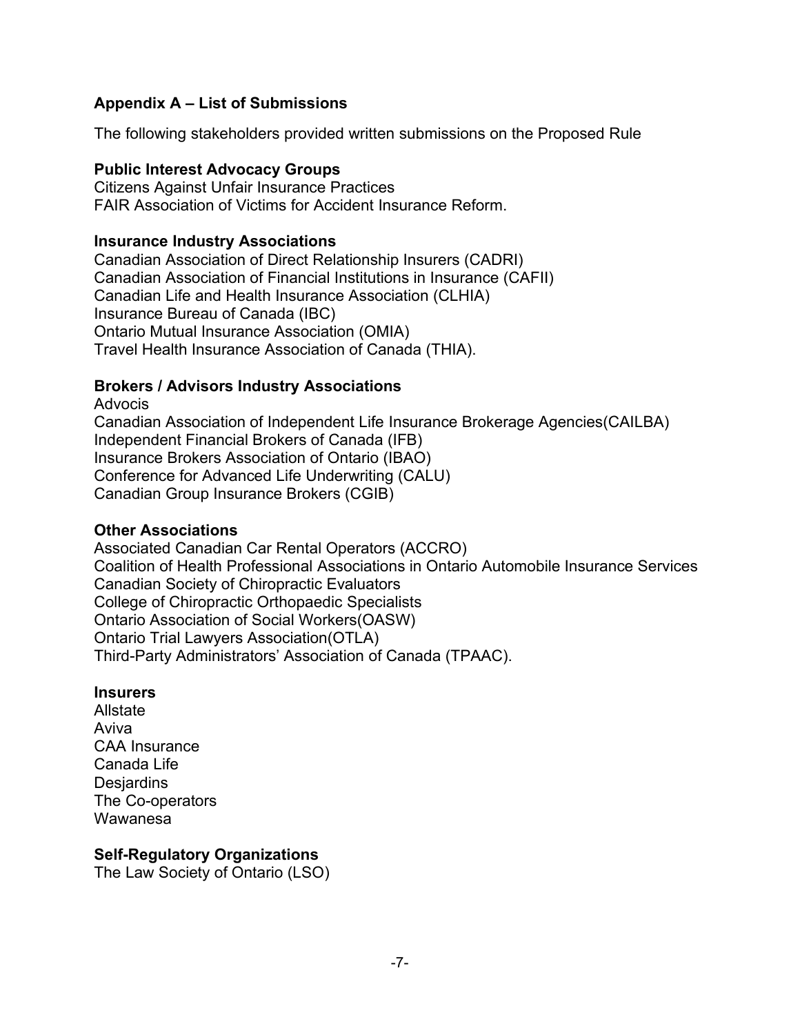## Appendix A – List of Submissions

The following stakeholders provided written submissions on the Proposed Rule

### Public Interest Advocacy Groups

Citizens Against Unfair Insurance Practices
FAIR Association of Victims for Accident Insurance Reform.

### Insurance Industry Associations

Canadian Association of Direct Relationship Insurers (CADRI)
Canadian Association of Financial Institutions in Insurance (CAFII)
Canadian Life and Health Insurance Association (CLHIA)
Insurance Bureau of Canada (IBC)
Ontario Mutual Insurance Association (OMIA)
Travel Health Insurance Association of Canada (THIA).

### Brokers / Advisors Industry Associations

Advocis
Canadian Association of Independent Life Insurance Brokerage Agencies(CAILBA)
Independent Financial Brokers of Canada (IFB)
Insurance Brokers Association of Ontario (IBAO)
Conference for Advanced Life Underwriting (CALU)
Canadian Group Insurance Brokers (CGIB)

### Other Associations

Associated Canadian Car Rental Operators (ACCRO)
Coalition of Health Professional Associations in Ontario Automobile Insurance Services
Canadian Society of Chiropractic Evaluators
College of Chiropractic Orthopaedic Specialists
Ontario Association of Social Workers(OASW)
Ontario Trial Lawyers Association(OTLA)
Third-Party Administrators' Association of Canada (TPAAC).

### Insurers

Allstate
Aviva
CAA Insurance
Canada Life
Desjardins
The Co-operators
Wawanesa

### Self-Regulatory Organizations

The Law Society of Ontario (LSO)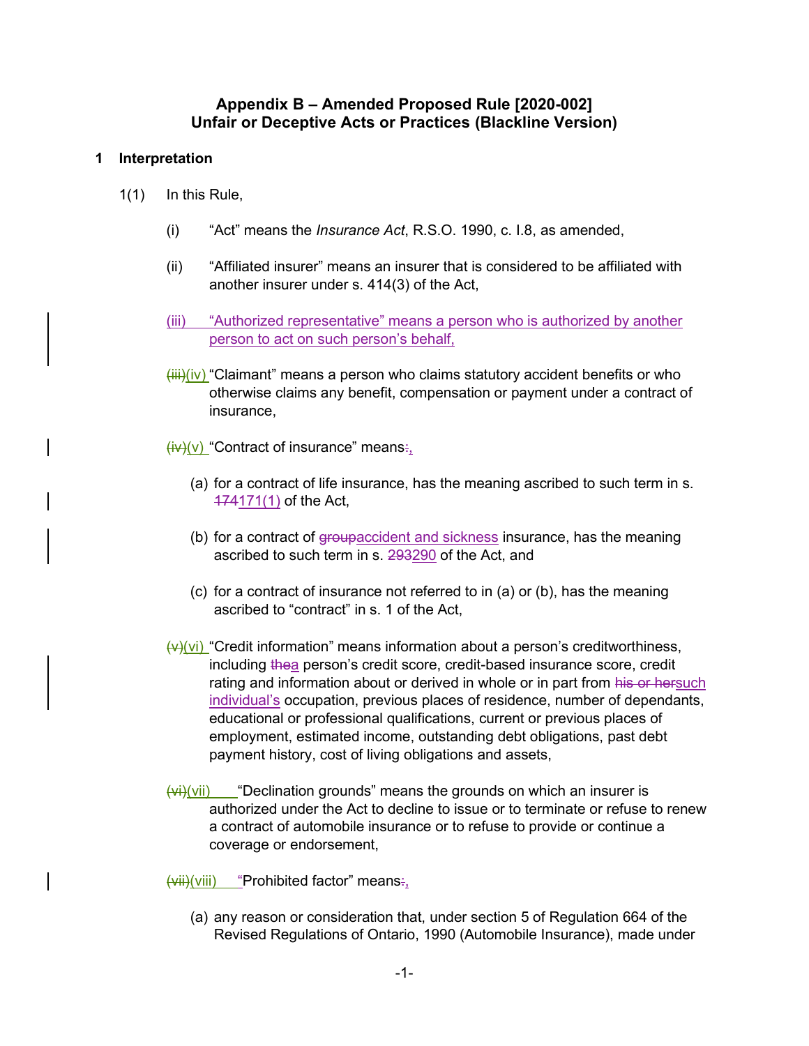# Appendix B – Amended Proposed Rule [2020-002]
## Unfair or Deceptive Acts or Practices (Blackline Version)

## 1 Interpretation

1(1) In this Rule,

(i) "Act" means the *Insurance Act*, R.S.O. 1990, c. I.8, as amended,

(ii) "Affiliated insurer" means an insurer that is considered to be affiliated with another insurer under s. 414(3) of the Act,

<u>(iii) "Authorized representative" means a person who is authorized by another person to act on such person's behalf,</u>

~~(iii)~~<u>(iv)</u> "Claimant" means a person who claims statutory accident benefits or who otherwise claims any benefit, compensation or payment under a contract of insurance,

~~(iv)~~<u>(v)</u> "Contract of insurance" means~~:~~<u>,</u>

(a) for a contract of life insurance, has the meaning ascribed to such term in s. ~~174~~<u>171(1)</u> of the Act,

(b) for a contract of ~~group~~<u>accident and sickness</u> insurance, has the meaning ascribed to such term in s. ~~293~~<u>290</u> of the Act, and

(c) for a contract of insurance not referred to in (a) or (b), has the meaning ascribed to "contract" in s. 1 of the Act,

~~(v)~~<u>(vi)</u> "Credit information" means information about a person's creditworthiness, including ~~the~~<u>a</u> person's credit score, credit-based insurance score, credit rating and information about or derived in whole or in part from ~~his or her~~<u>such individual's</u> occupation, previous places of residence, number of dependants, educational or professional qualifications, current or previous places of employment, estimated income, outstanding debt obligations, past debt payment history, cost of living obligations and assets,

~~(vi)~~<u>(vii)</u> "Declination grounds" means the grounds on which an insurer is authorized under the Act to decline to issue or to terminate or refuse to renew a contract of automobile insurance or to refuse to provide or continue a coverage or endorsement,

~~(vii)~~<u>(viii)</u> "Prohibited factor" means~~:~~<u>,</u>

(a) any reason or consideration that, under section 5 of Regulation 664 of the Revised Regulations of Ontario, 1990 (Automobile Insurance), made under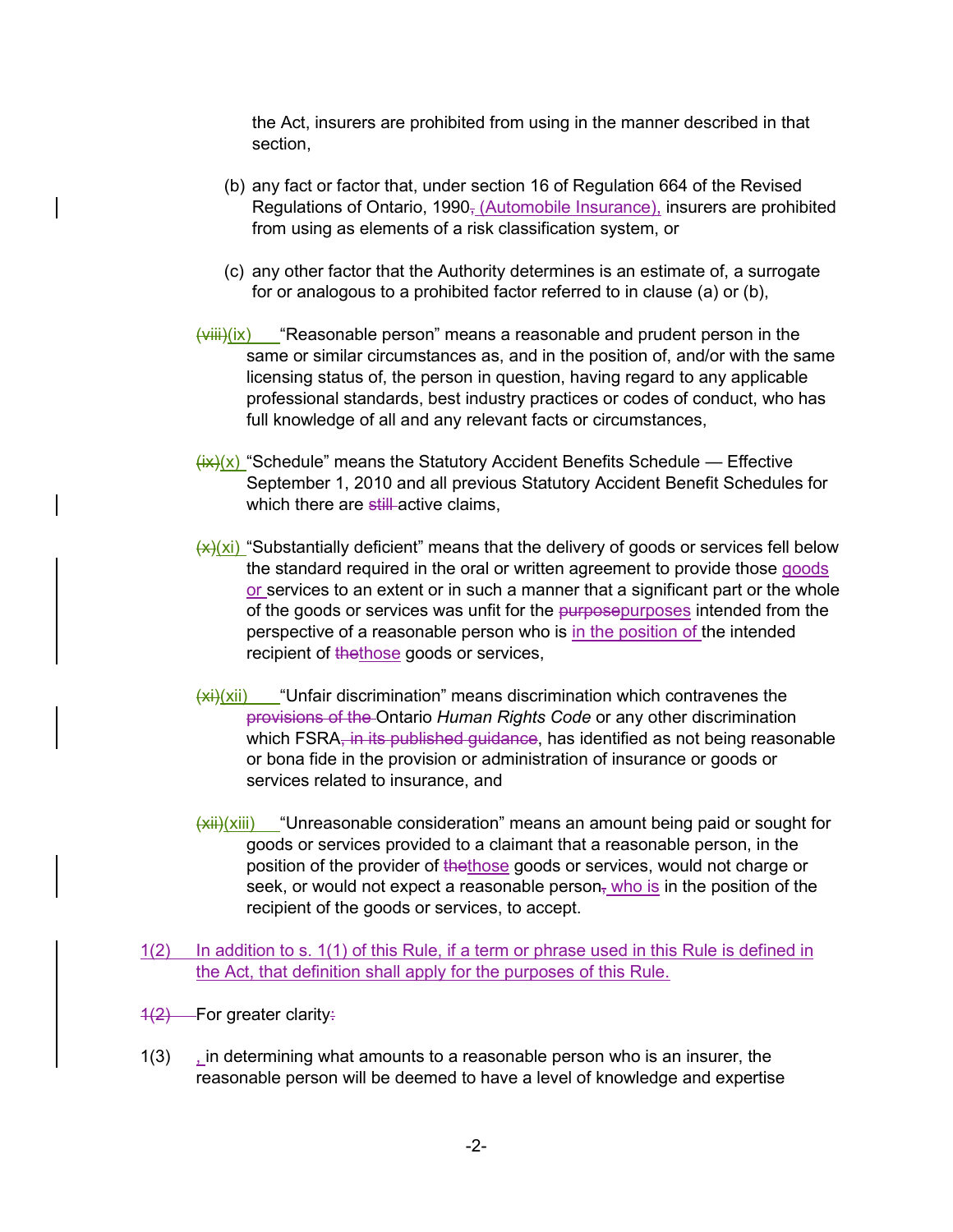the Act, insurers are prohibited from using in the manner described in that section,

(b) any fact or factor that, under section 16 of Regulation 664 of the Revised Regulations of Ontario, 1990~~,~~ (Automobile Insurance), insurers are prohibited from using as elements of a risk classification system, or

(c) any other factor that the Authority determines is an estimate of, a surrogate for or analogous to a prohibited factor referred to in clause (a) or (b),

~~(viii)~~(ix) "Reasonable person" means a reasonable and prudent person in the same or similar circumstances as, and in the position of, and/or with the same licensing status of, the person in question, having regard to any applicable professional standards, best industry practices or codes of conduct, who has full knowledge of all and any relevant facts or circumstances,

~~(ix)~~(x) "Schedule" means the Statutory Accident Benefits Schedule — Effective September 1, 2010 and all previous Statutory Accident Benefit Schedules for which there are ~~still~~ active claims,

~~(x)~~(xi) "Substantially deficient" means that the delivery of goods or services fell below the standard required in the oral or written agreement to provide those goods or services to an extent or in such a manner that a significant part or the whole of the goods or services was unfit for the ~~purpose~~purposes intended from the perspective of a reasonable person who is in the position of the intended recipient of ~~the~~those goods or services,

~~(xi)~~(xii) "Unfair discrimination" means discrimination which contravenes the ~~provisions of the~~ Ontario *Human Rights Code* or any other discrimination which FSRA~~, in its published guidance~~, has identified as not being reasonable or bona fide in the provision or administration of insurance or goods or services related to insurance, and

~~(xii)~~(xiii) "Unreasonable consideration" means an amount being paid or sought for goods or services provided to a claimant that a reasonable person, in the position of the provider of ~~the~~those goods or services, would not charge or seek, or would not expect a reasonable person~~,~~ who is in the position of the recipient of the goods or services, to accept.

1(2) In addition to s. 1(1) of this Rule, if a term or phrase used in this Rule is defined in the Act, that definition shall apply for the purposes of this Rule.

~~1(2)~~ For greater clarity~~:~~

1(3) , in determining what amounts to a reasonable person who is an insurer, the reasonable person will be deemed to have a level of knowledge and expertise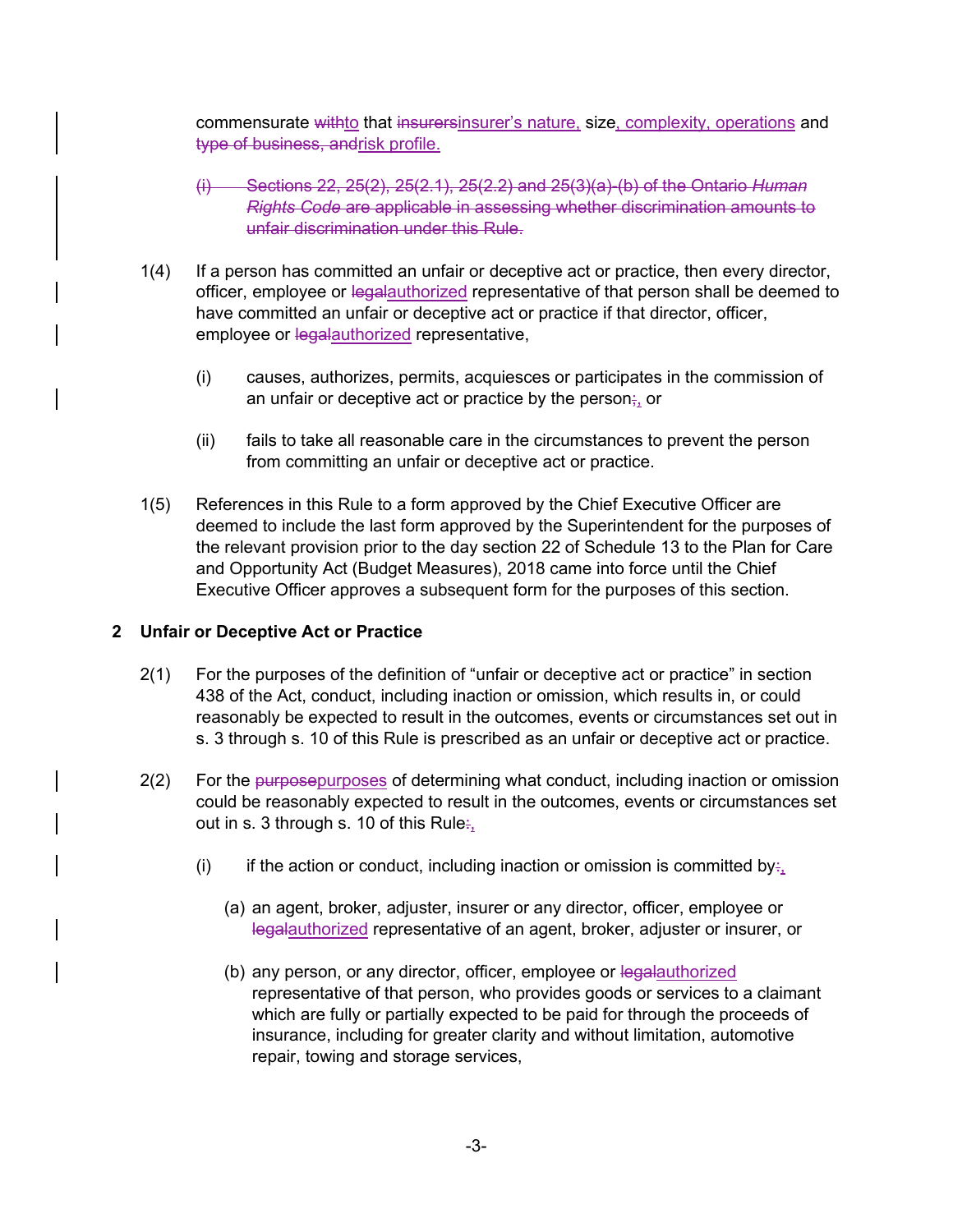commensurate ~~with~~to that ~~insurers~~insurer's nature, size, complexity, operations and ~~type of business, and~~risk profile.

~~(i) Sections 22, 25(2), 25(2.1), 25(2.2) and 25(3)(a)-(b) of the Ontario *Human Rights Code* are applicable in assessing whether discrimination amounts to unfair discrimination under this Rule.~~

1(4) If a person has committed an unfair or deceptive act or practice, then every director, officer, employee or ~~legal~~authorized representative of that person shall be deemed to have committed an unfair or deceptive act or practice if that director, officer, employee or ~~legal~~authorized representative,

(i) causes, authorizes, permits, acquiesces or participates in the commission of an unfair or deceptive act or practice by the person~~;~~, or

(ii) fails to take all reasonable care in the circumstances to prevent the person from committing an unfair or deceptive act or practice.

1(5) References in this Rule to a form approved by the Chief Executive Officer are deemed to include the last form approved by the Superintendent for the purposes of the relevant provision prior to the day section 22 of Schedule 13 to the Plan for Care and Opportunity Act (Budget Measures), 2018 came into force until the Chief Executive Officer approves a subsequent form for the purposes of this section.

## 2 Unfair or Deceptive Act or Practice

2(1) For the purposes of the definition of "unfair or deceptive act or practice" in section 438 of the Act, conduct, including inaction or omission, which results in, or could reasonably be expected to result in the outcomes, events or circumstances set out in s. 3 through s. 10 of this Rule is prescribed as an unfair or deceptive act or practice.

2(2) For the ~~purpose~~purposes of determining what conduct, including inaction or omission could be reasonably expected to result in the outcomes, events or circumstances set out in s. 3 through s. 10 of this Rule~~:~~,

(i) if the action or conduct, including inaction or omission is committed by~~:~~,

(a) an agent, broker, adjuster, insurer or any director, officer, employee or ~~legal~~authorized representative of an agent, broker, adjuster or insurer, or

(b) any person, or any director, officer, employee or ~~legal~~authorized representative of that person, who provides goods or services to a claimant which are fully or partially expected to be paid for through the proceeds of insurance, including for greater clarity and without limitation, automotive repair, towing and storage services,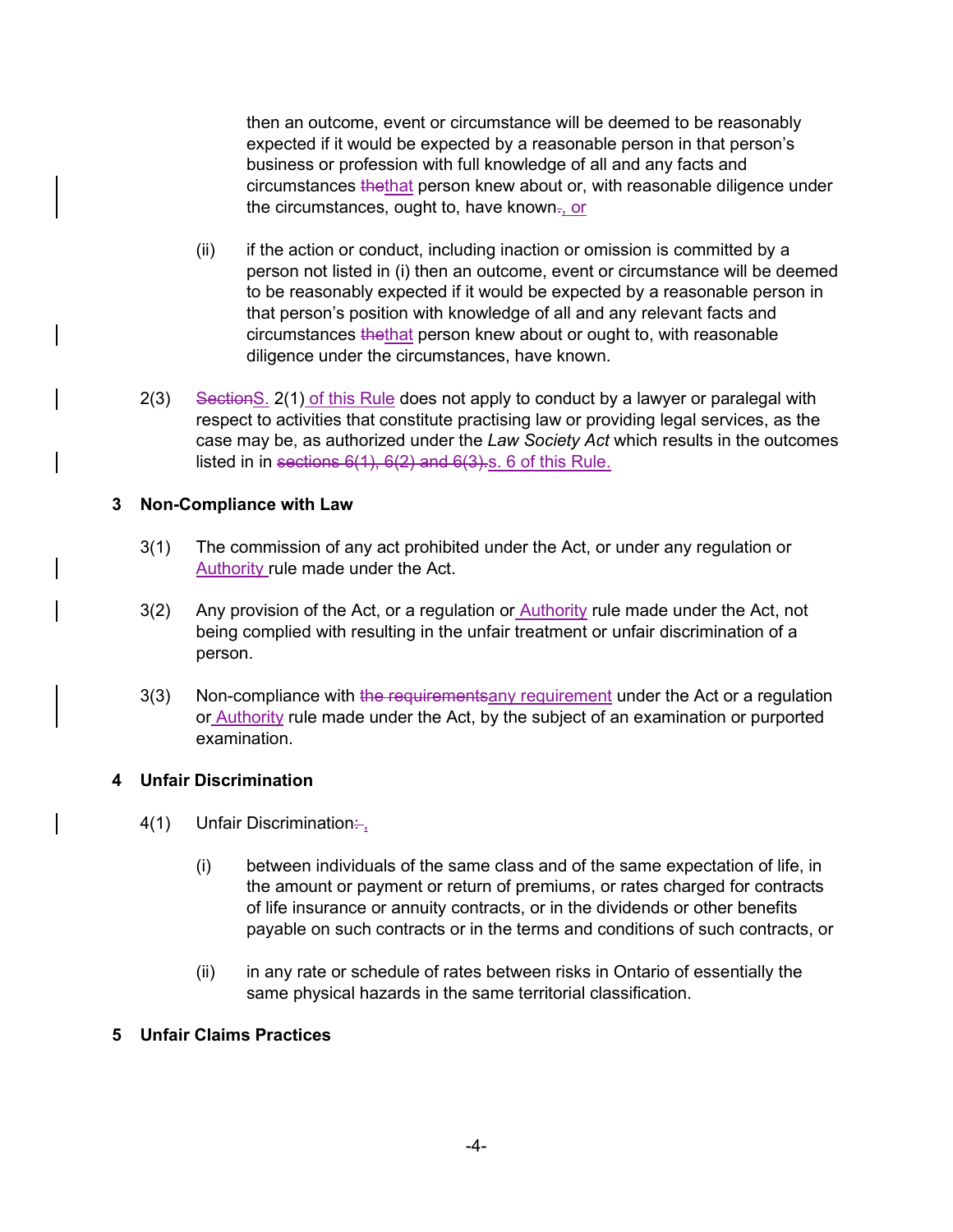then an outcome, event or circumstance will be deemed to be reasonably expected if it would be expected by a reasonable person in that person's business or profession with full knowledge of all and any facts and circumstances ~~the~~that person knew about or, with reasonable diligence under the circumstances, ought to, have known~~.~~, or

(ii) if the action or conduct, including inaction or omission is committed by a person not listed in (i) then an outcome, event or circumstance will be deemed to be reasonably expected if it would be expected by a reasonable person in that person's position with knowledge of all and any relevant facts and circumstances ~~the~~that person knew about or ought to, with reasonable diligence under the circumstances, have known.

2(3) ~~Section~~S. 2(1) of this Rule does not apply to conduct by a lawyer or paralegal with respect to activities that constitute practising law or providing legal services, as the case may be, as authorized under the *Law Society Act* which results in the outcomes listed in in ~~sections 6(1), 6(2) and 6(3).~~s. 6 of this Rule.

**3 Non-Compliance with Law**

3(1) The commission of any act prohibited under the Act, or under any regulation or Authority rule made under the Act.

3(2) Any provision of the Act, or a regulation or Authority rule made under the Act, not being complied with resulting in the unfair treatment or unfair discrimination of a person.

3(3) Non-compliance with ~~the requirements~~any requirement under the Act or a regulation or Authority rule made under the Act, by the subject of an examination or purported examination.

**4 Unfair Discrimination**

4(1) Unfair Discrimination~~:~~,

(i) between individuals of the same class and of the same expectation of life, in the amount or payment or return of premiums, or rates charged for contracts of life insurance or annuity contracts, or in the dividends or other benefits payable on such contracts or in the terms and conditions of such contracts, or

(ii) in any rate or schedule of rates between risks in Ontario of essentially the same physical hazards in the same territorial classification.

**5 Unfair Claims Practices**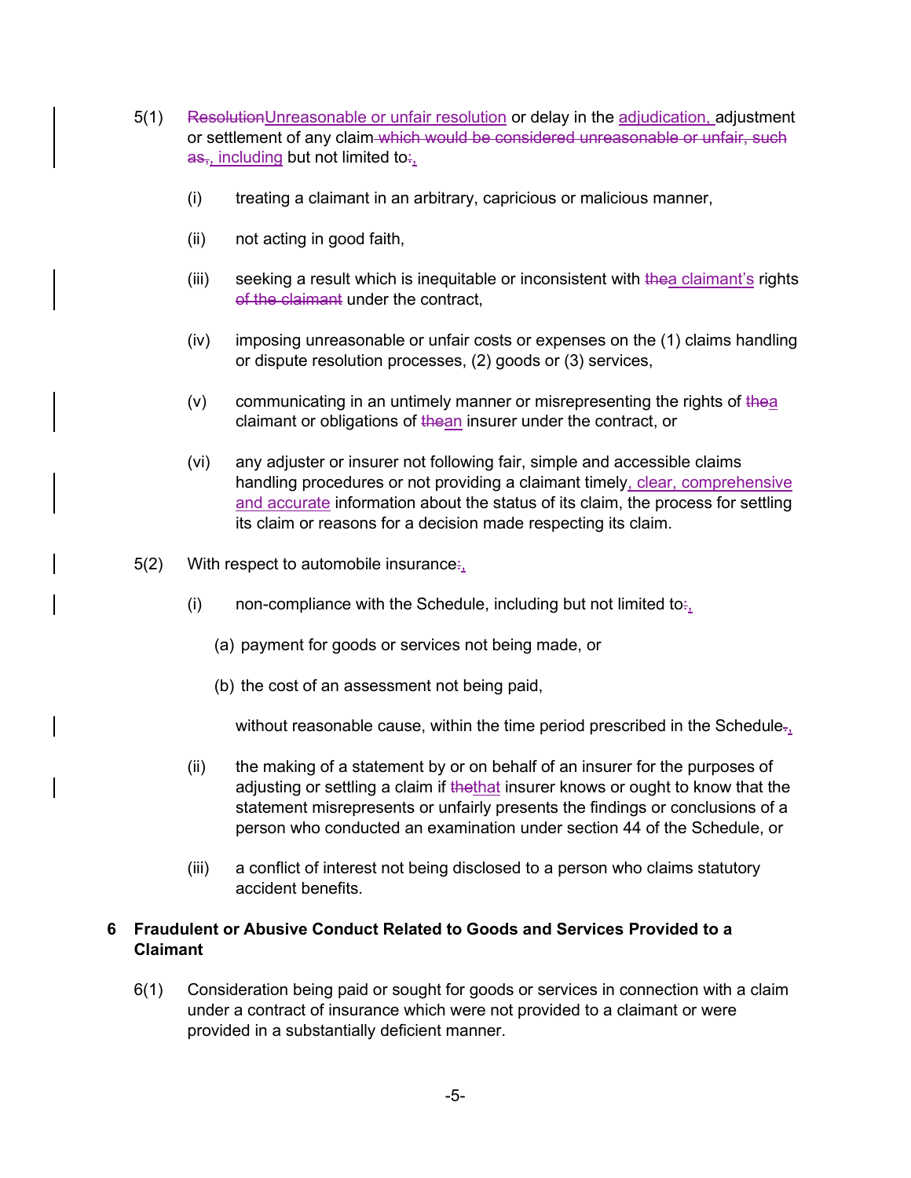5(1) ~~Resolution~~Unreasonable or unfair resolution or delay in the adjudication, adjustment or settlement of any claim ~~which would be considered unreasonable or unfair, such as,~~, including but not limited to~~:~~,

- (i) treating a claimant in an arbitrary, capricious or malicious manner,
- (ii) not acting in good faith,
- (iii) seeking a result which is inequitable or inconsistent with ~~the~~a claimant's rights ~~of the claimant~~ under the contract,
- (iv) imposing unreasonable or unfair costs or expenses on the (1) claims handling or dispute resolution processes, (2) goods or (3) services,
- (v) communicating in an untimely manner or misrepresenting the rights of ~~the~~a claimant or obligations of ~~the~~an insurer under the contract, or
- (vi) any adjuster or insurer not following fair, simple and accessible claims handling procedures or not providing a claimant timely, clear, comprehensive and accurate information about the status of its claim, the process for settling its claim or reasons for a decision made respecting its claim.

5(2) With respect to automobile insurance~~:~~,

- (i) non-compliance with the Schedule, including but not limited to~~:~~,

  (a) payment for goods or services not being made, or

  (b) the cost of an assessment not being paid,

  without reasonable cause, within the time period prescribed in the Schedule~~.~~,

- (ii) the making of a statement by or on behalf of an insurer for the purposes of adjusting or settling a claim if ~~the~~that insurer knows or ought to know that the statement misrepresents or unfairly presents the findings or conclusions of a person who conducted an examination under section 44 of the Schedule, or
- (iii) a conflict of interest not being disclosed to a person who claims statutory accident benefits.

## 6 Fraudulent or Abusive Conduct Related to Goods and Services Provided to a Claimant

6(1) Consideration being paid or sought for goods or services in connection with a claim under a contract of insurance which were not provided to a claimant or were provided in a substantially deficient manner.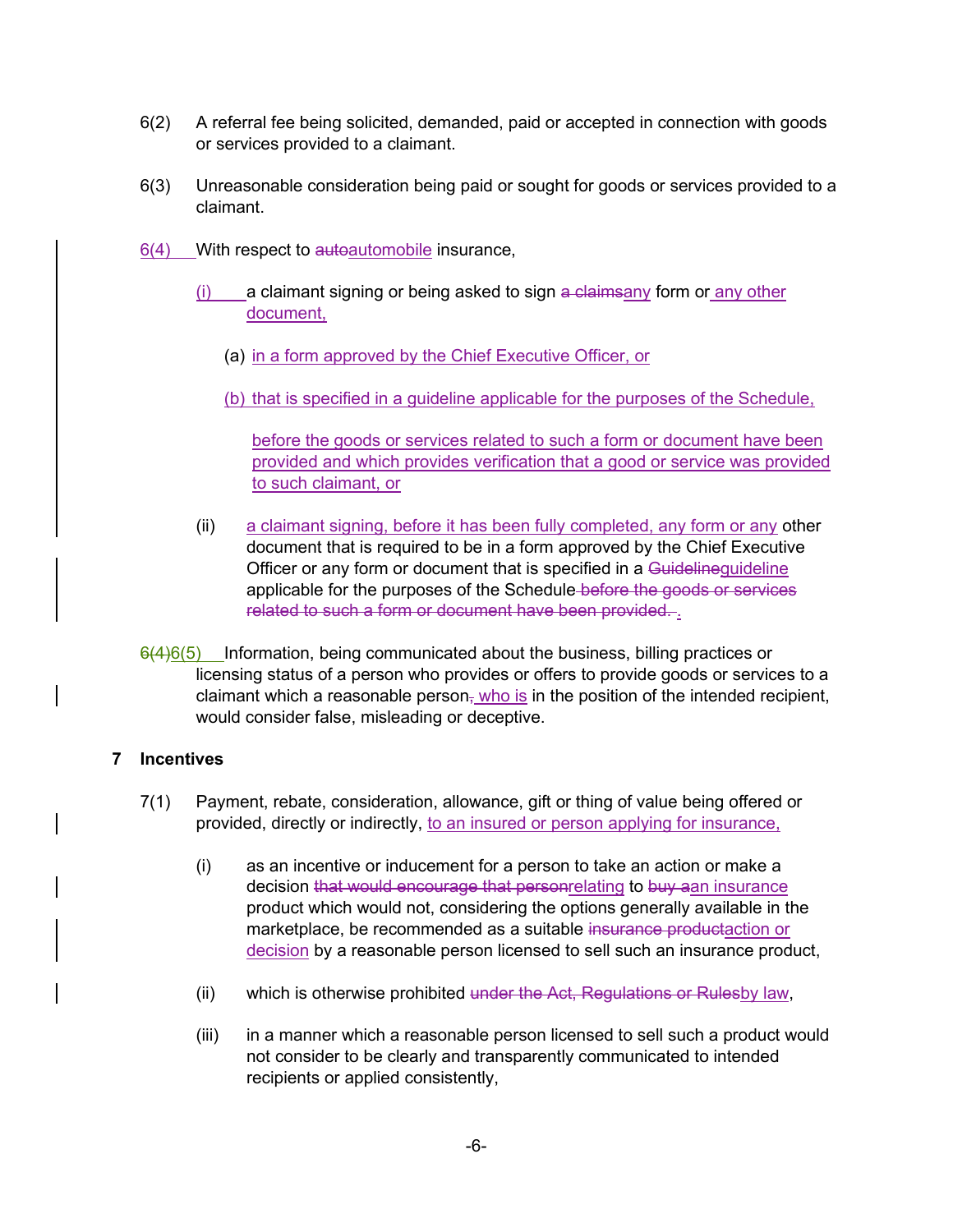6(2) A referral fee being solicited, demanded, paid or accepted in connection with goods or services provided to a claimant.

6(3) Unreasonable consideration being paid or sought for goods or services provided to a claimant.

6(4) With respect to ~~auto~~automobile insurance,

(i) a claimant signing or being asked to sign ~~a claims~~any form or any other document,

(a) in a form approved by the Chief Executive Officer, or

(b) that is specified in a guideline applicable for the purposes of the Schedule,

before the goods or services related to such a form or document have been provided and which provides verification that a good or service was provided to such claimant, or

(ii) a claimant signing, before it has been fully completed, any form or any other document that is required to be in a form approved by the Chief Executive Officer or any form or document that is specified in a ~~Guideline~~guideline applicable for the purposes of the Schedule ~~before the goods or services related to such a form or document have been provided.~~ .

~~6(4)~~6(5) Information, being communicated about the business, billing practices or licensing status of a person who provides or offers to provide goods or services to a claimant which a reasonable person~~,~~ who is in the position of the intended recipient, would consider false, misleading or deceptive.

## 7 Incentives

7(1) Payment, rebate, consideration, allowance, gift or thing of value being offered or provided, directly or indirectly, to an insured or person applying for insurance,

(i) as an incentive or inducement for a person to take an action or make a decision ~~that would encourage that person~~relating to ~~buy a~~an insurance product which would not, considering the options generally available in the marketplace, be recommended as a suitable ~~insurance product~~action or decision by a reasonable person licensed to sell such an insurance product,

(ii) which is otherwise prohibited ~~under the Act, Regulations or Rules~~by law,

(iii) in a manner which a reasonable person licensed to sell such a product would not consider to be clearly and transparently communicated to intended recipients or applied consistently,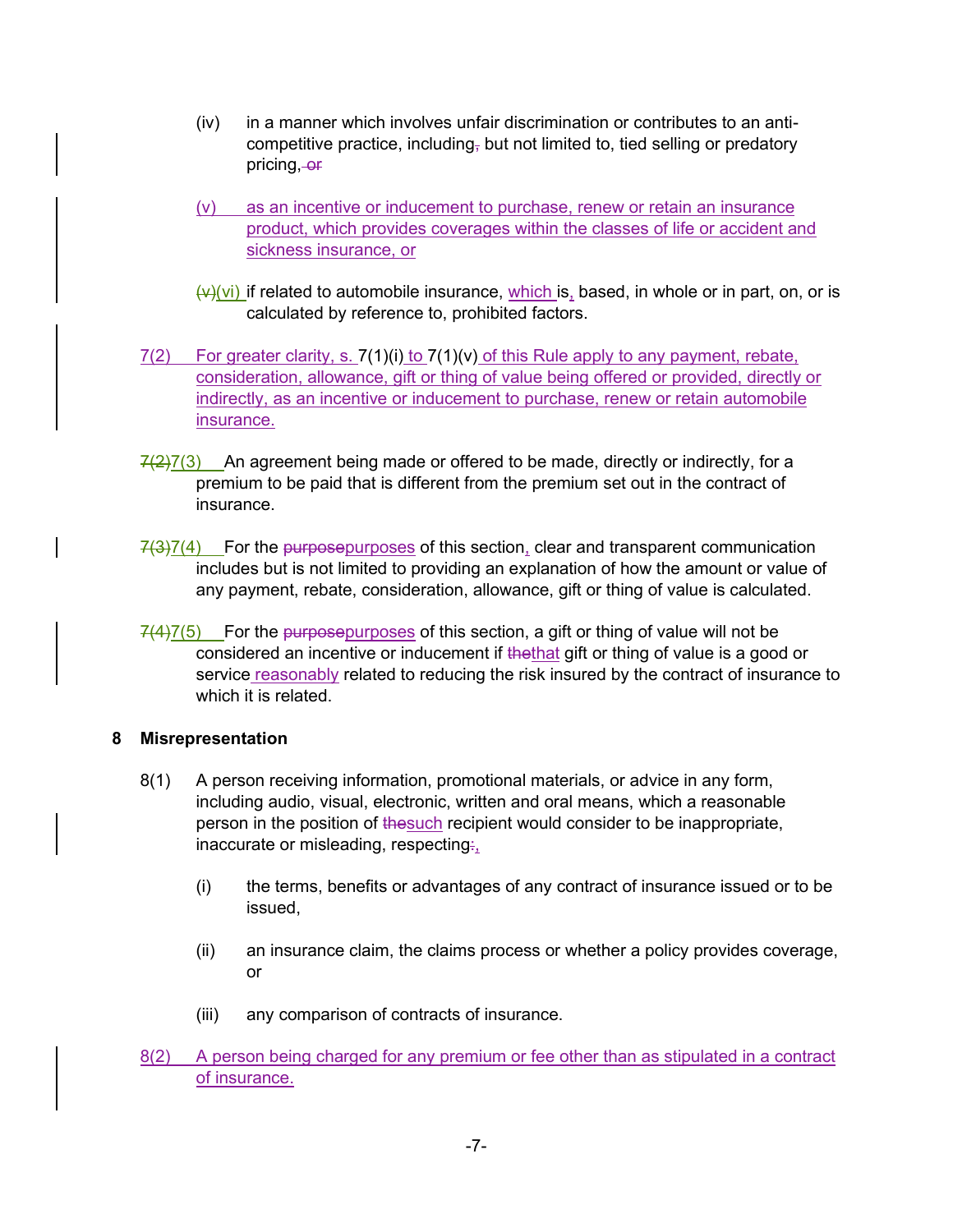(iv) in a manner which involves unfair discrimination or contributes to an anti-competitive practice, including, but not limited to, tied selling or predatory pricing, or

(v) as an incentive or inducement to purchase, renew or retain an insurance product, which provides coverages within the classes of life or accident and sickness insurance, or

(v)(vi) if related to automobile insurance, which is, based, in whole or in part, on, or is calculated by reference to, prohibited factors.

7(2) For greater clarity, s. 7(1)(i) to 7(1)(v) of this Rule apply to any payment, rebate, consideration, allowance, gift or thing of value being offered or provided, directly or indirectly, as an incentive or inducement to purchase, renew or retain automobile insurance.

7(2)7(3) An agreement being made or offered to be made, directly or indirectly, for a premium to be paid that is different from the premium set out in the contract of insurance.

7(3)7(4) For the purposepurposes of this section, clear and transparent communication includes but is not limited to providing an explanation of how the amount or value of any payment, rebate, consideration, allowance, gift or thing of value is calculated.

7(4)7(5) For the purposepurposes of this section, a gift or thing of value will not be considered an incentive or inducement if thethat gift or thing of value is a good or service reasonably related to reducing the risk insured by the contract of insurance to which it is related.

**8 Misrepresentation**

8(1) A person receiving information, promotional materials, or advice in any form, including audio, visual, electronic, written and oral means, which a reasonable person in the position of thesuch recipient would consider to be inappropriate, inaccurate or misleading, respecting:,

(i) the terms, benefits or advantages of any contract of insurance issued or to be issued,

(ii) an insurance claim, the claims process or whether a policy provides coverage, or

(iii) any comparison of contracts of insurance.

8(2) A person being charged for any premium or fee other than as stipulated in a contract of insurance.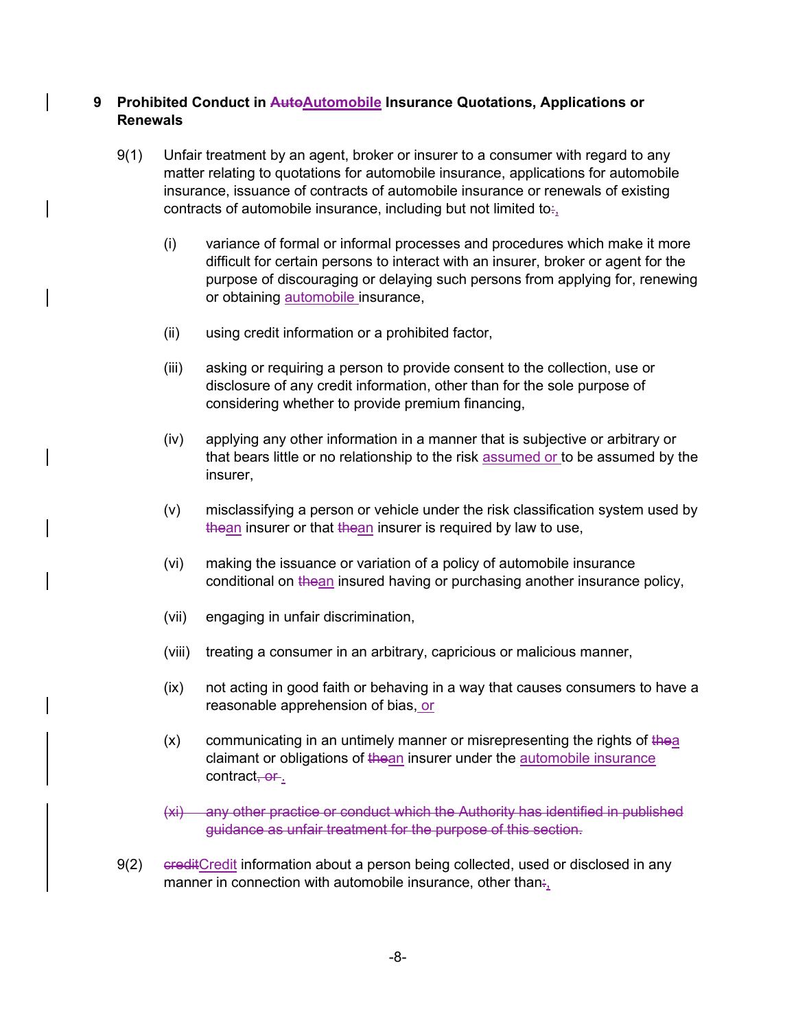## 9 Prohibited Conduct in ~~Auto~~Automobile Insurance Quotations, Applications or Renewals

9(1) Unfair treatment by an agent, broker or insurer to a consumer with regard to any matter relating to quotations for automobile insurance, applications for automobile insurance, issuance of contracts of automobile insurance or renewals of existing contracts of automobile insurance, including but not limited to~~:~~,

(i) variance of formal or informal processes and procedures which make it more difficult for certain persons to interact with an insurer, broker or agent for the purpose of discouraging or delaying such persons from applying for, renewing or obtaining automobile insurance,

(ii) using credit information or a prohibited factor,

(iii) asking or requiring a person to provide consent to the collection, use or disclosure of any credit information, other than for the sole purpose of considering whether to provide premium financing,

(iv) applying any other information in a manner that is subjective or arbitrary or that bears little or no relationship to the risk assumed or to be assumed by the insurer,

(v) misclassifying a person or vehicle under the risk classification system used by ~~the~~an insurer or that ~~the~~an insurer is required by law to use,

(vi) making the issuance or variation of a policy of automobile insurance conditional on ~~the~~an insured having or purchasing another insurance policy,

(vii) engaging in unfair discrimination,

(viii) treating a consumer in an arbitrary, capricious or malicious manner,

(ix) not acting in good faith or behaving in a way that causes consumers to have a reasonable apprehension of bias, or

(x) communicating in an untimely manner or misrepresenting the rights of ~~the~~a claimant or obligations of ~~the~~an insurer under the automobile insurance contract~~, or~~ .

~~(xi) any other practice or conduct which the Authority has identified in published guidance as unfair treatment for the purpose of this section.~~

9(2) ~~credit~~Credit information about a person being collected, used or disclosed in any manner in connection with automobile insurance, other than~~:~~,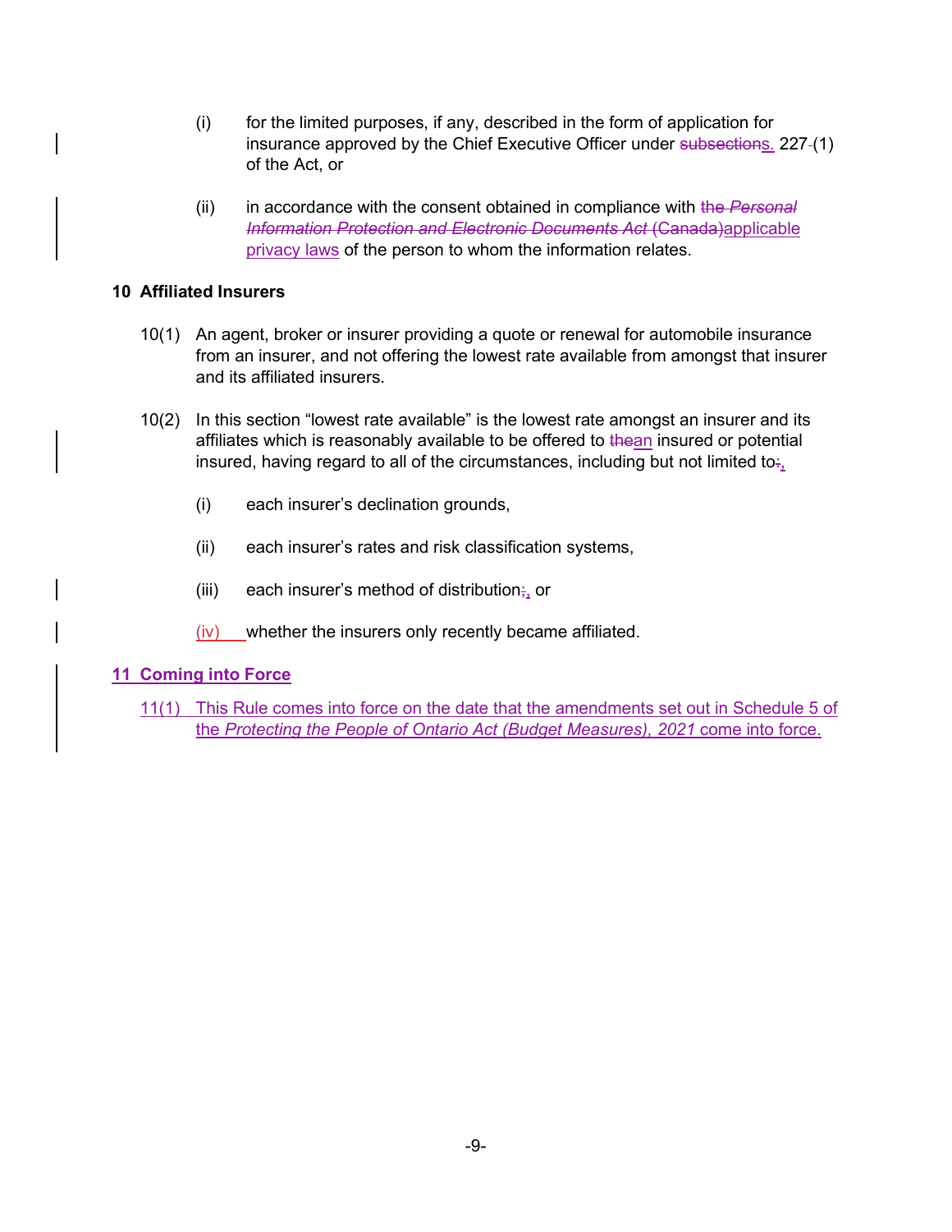(i) for the limited purposes, if any, described in the form of application for insurance approved by the Chief Executive Officer under ~~subsections~~s. 227 (1) of the Act, or

(ii) in accordance with the consent obtained in compliance with ~~the *Personal Information Protection and Electronic Documents Act* (Canada)~~applicable privacy laws of the person to whom the information relates.

**10 Affiliated Insurers**

10(1) An agent, broker or insurer providing a quote or renewal for automobile insurance from an insurer, and not offering the lowest rate available from amongst that insurer and its affiliated insurers.

10(2) In this section "lowest rate available" is the lowest rate amongst an insurer and its affiliates which is reasonably available to be offered to ~~the~~an insured or potential insured, having regard to all of the circumstances, including but not limited to~~:~~,

(i) each insurer's declination grounds,

(ii) each insurer's rates and risk classification systems,

(iii) each insurer's method of distribution~~;~~, or

(iv) whether the insurers only recently became affiliated.

**11 Coming into Force**

11(1) This Rule comes into force on the date that the amendments set out in Schedule 5 of the *Protecting the People of Ontario Act (Budget Measures), 2021* come into force.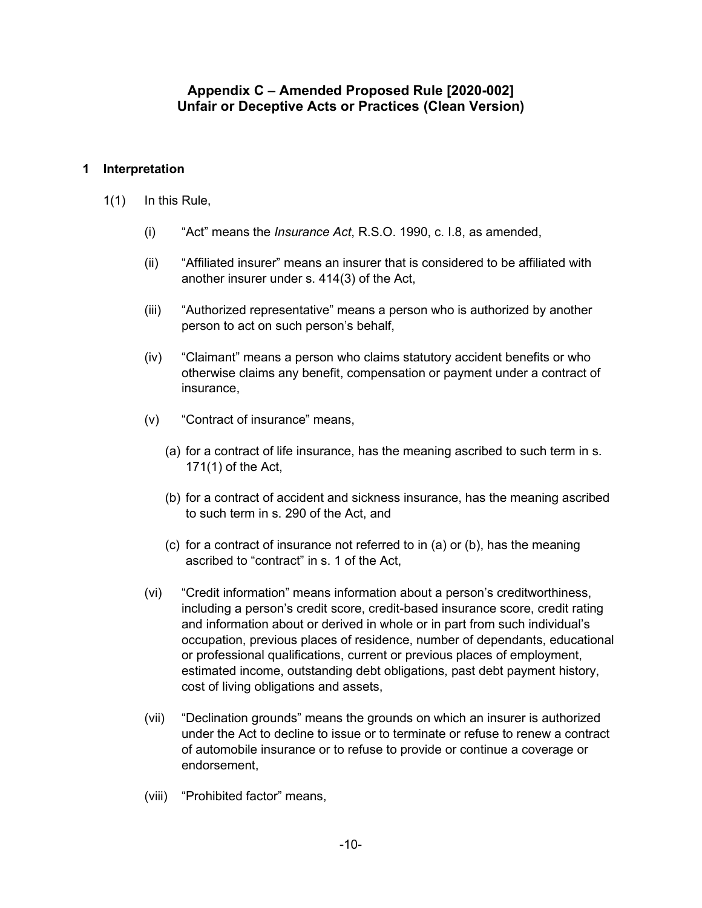## Appendix C – Amended Proposed Rule [2020-002]
## Unfair or Deceptive Acts or Practices (Clean Version)

### 1 Interpretation

1(1) In this Rule,

(i) "Act" means the *Insurance Act*, R.S.O. 1990, c. I.8, as amended,

(ii) "Affiliated insurer" means an insurer that is considered to be affiliated with another insurer under s. 414(3) of the Act,

(iii) "Authorized representative" means a person who is authorized by another person to act on such person's behalf,

(iv) "Claimant" means a person who claims statutory accident benefits or who otherwise claims any benefit, compensation or payment under a contract of insurance,

(v) "Contract of insurance" means,

(a) for a contract of life insurance, has the meaning ascribed to such term in s. 171(1) of the Act,

(b) for a contract of accident and sickness insurance, has the meaning ascribed to such term in s. 290 of the Act, and

(c) for a contract of insurance not referred to in (a) or (b), has the meaning ascribed to "contract" in s. 1 of the Act,

(vi) "Credit information" means information about a person's creditworthiness, including a person's credit score, credit-based insurance score, credit rating and information about or derived in whole or in part from such individual's occupation, previous places of residence, number of dependants, educational or professional qualifications, current or previous places of employment, estimated income, outstanding debt obligations, past debt payment history, cost of living obligations and assets,

(vii) "Declination grounds" means the grounds on which an insurer is authorized under the Act to decline to issue or to terminate or refuse to renew a contract of automobile insurance or to refuse to provide or continue a coverage or endorsement,

(viii) "Prohibited factor" means,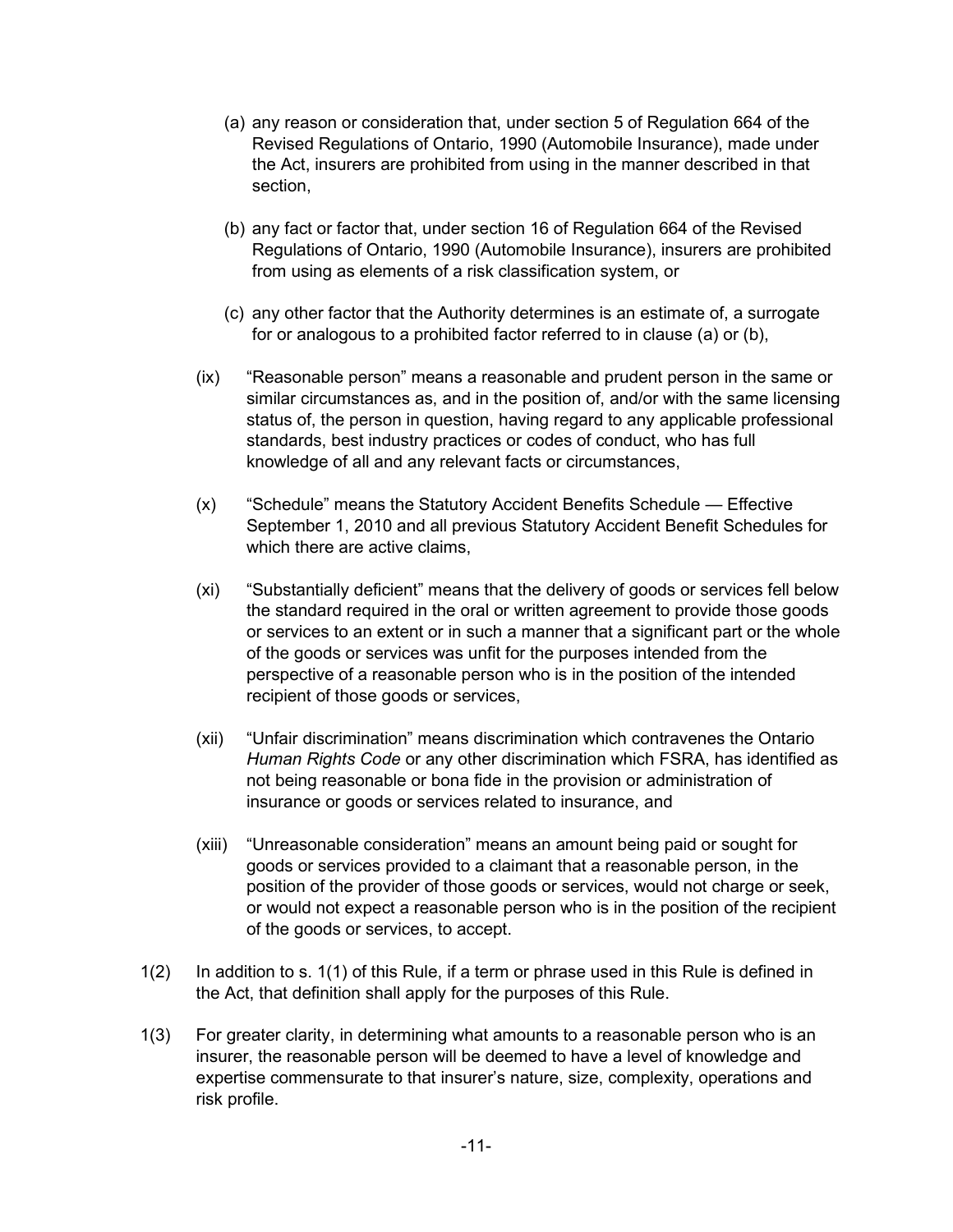(a) any reason or consideration that, under section 5 of Regulation 664 of the Revised Regulations of Ontario, 1990 (Automobile Insurance), made under the Act, insurers are prohibited from using in the manner described in that section,

(b) any fact or factor that, under section 16 of Regulation 664 of the Revised Regulations of Ontario, 1990 (Automobile Insurance), insurers are prohibited from using as elements of a risk classification system, or

(c) any other factor that the Authority determines is an estimate of, a surrogate for or analogous to a prohibited factor referred to in clause (a) or (b),

(ix) "Reasonable person" means a reasonable and prudent person in the same or similar circumstances as, and in the position of, and/or with the same licensing status of, the person in question, having regard to any applicable professional standards, best industry practices or codes of conduct, who has full knowledge of all and any relevant facts or circumstances,

(x) "Schedule" means the Statutory Accident Benefits Schedule — Effective September 1, 2010 and all previous Statutory Accident Benefit Schedules for which there are active claims,

(xi) "Substantially deficient" means that the delivery of goods or services fell below the standard required in the oral or written agreement to provide those goods or services to an extent or in such a manner that a significant part or the whole of the goods or services was unfit for the purposes intended from the perspective of a reasonable person who is in the position of the intended recipient of those goods or services,

(xii) "Unfair discrimination" means discrimination which contravenes the Ontario *Human Rights Code* or any other discrimination which FSRA, has identified as not being reasonable or bona fide in the provision or administration of insurance or goods or services related to insurance, and

(xiii) "Unreasonable consideration" means an amount being paid or sought for goods or services provided to a claimant that a reasonable person, in the position of the provider of those goods or services, would not charge or seek, or would not expect a reasonable person who is in the position of the recipient of the goods or services, to accept.

1(2) In addition to s. 1(1) of this Rule, if a term or phrase used in this Rule is defined in the Act, that definition shall apply for the purposes of this Rule.

1(3) For greater clarity, in determining what amounts to a reasonable person who is an insurer, the reasonable person will be deemed to have a level of knowledge and expertise commensurate to that insurer's nature, size, complexity, operations and risk profile.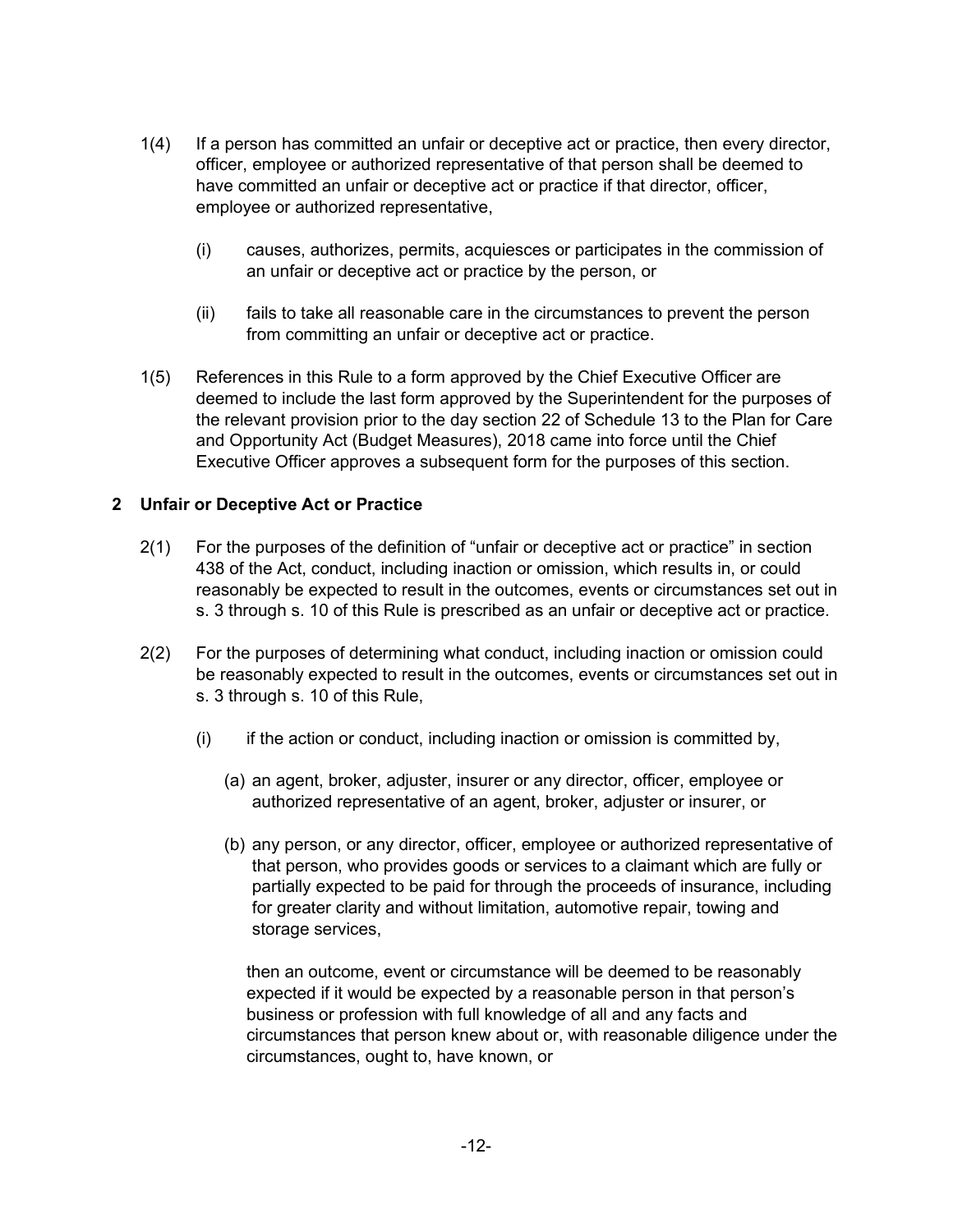1(4) If a person has committed an unfair or deceptive act or practice, then every director, officer, employee or authorized representative of that person shall be deemed to have committed an unfair or deceptive act or practice if that director, officer, employee or authorized representative,

  (i) causes, authorizes, permits, acquiesces or participates in the commission of an unfair or deceptive act or practice by the person, or

  (ii) fails to take all reasonable care in the circumstances to prevent the person from committing an unfair or deceptive act or practice.

1(5) References in this Rule to a form approved by the Chief Executive Officer are deemed to include the last form approved by the Superintendent for the purposes of the relevant provision prior to the day section 22 of Schedule 13 to the Plan for Care and Opportunity Act (Budget Measures), 2018 came into force until the Chief Executive Officer approves a subsequent form for the purposes of this section.

## 2 Unfair or Deceptive Act or Practice

2(1) For the purposes of the definition of "unfair or deceptive act or practice" in section 438 of the Act, conduct, including inaction or omission, which results in, or could reasonably be expected to result in the outcomes, events or circumstances set out in s. 3 through s. 10 of this Rule is prescribed as an unfair or deceptive act or practice.

2(2) For the purposes of determining what conduct, including inaction or omission could be reasonably expected to result in the outcomes, events or circumstances set out in s. 3 through s. 10 of this Rule,

  (i) if the action or conduct, including inaction or omission is committed by,

    (a) an agent, broker, adjuster, insurer or any director, officer, employee or authorized representative of an agent, broker, adjuster or insurer, or

    (b) any person, or any director, officer, employee or authorized representative of that person, who provides goods or services to a claimant which are fully or partially expected to be paid for through the proceeds of insurance, including for greater clarity and without limitation, automotive repair, towing and storage services,

  then an outcome, event or circumstance will be deemed to be reasonably expected if it would be expected by a reasonable person in that person's business or profession with full knowledge of all and any facts and circumstances that person knew about or, with reasonable diligence under the circumstances, ought to, have known, or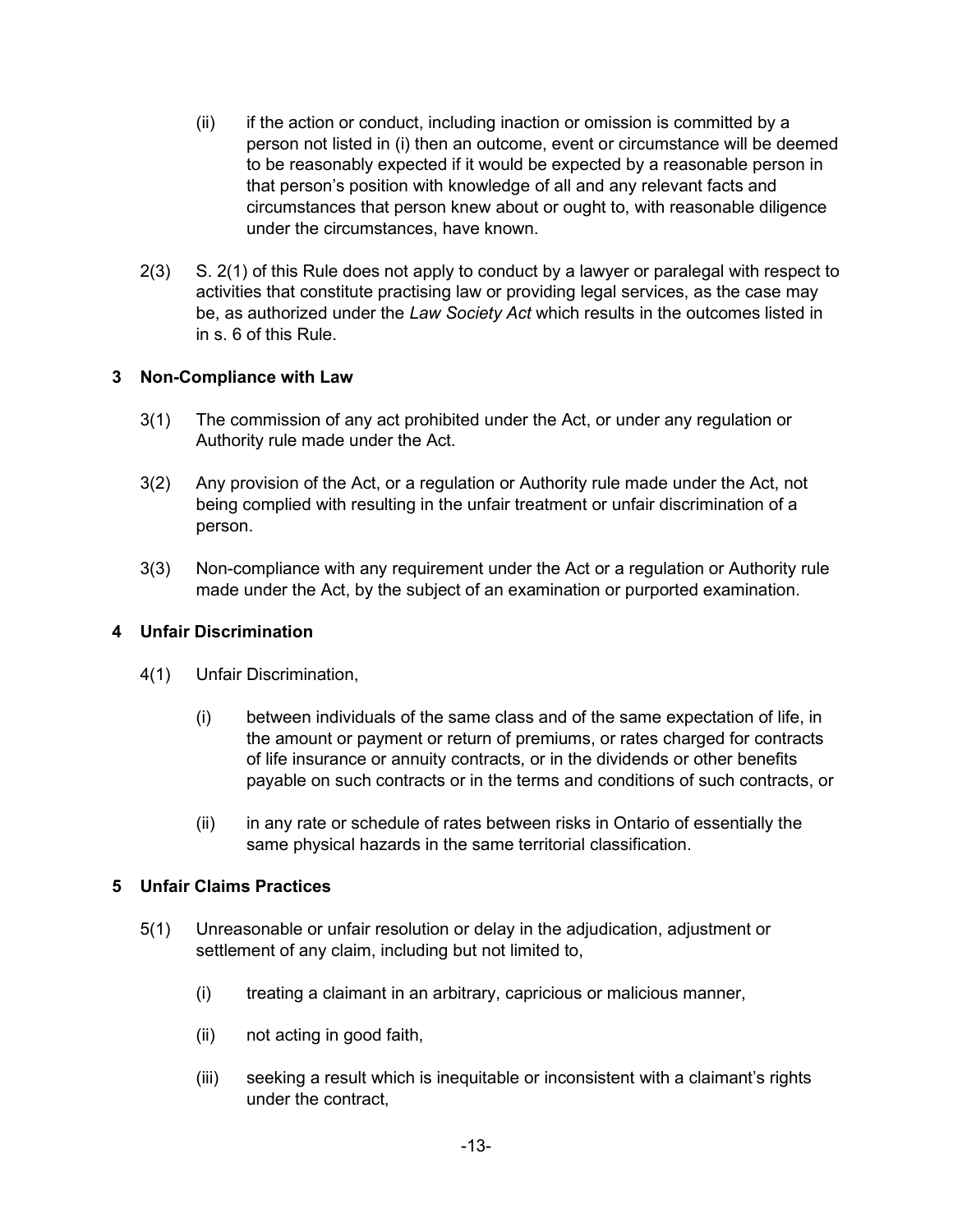(ii) if the action or conduct, including inaction or omission is committed by a person not listed in (i) then an outcome, event or circumstance will be deemed to be reasonably expected if it would be expected by a reasonable person in that person's position with knowledge of all and any relevant facts and circumstances that person knew about or ought to, with reasonable diligence under the circumstances, have known.

2(3) S. 2(1) of this Rule does not apply to conduct by a lawyer or paralegal with respect to activities that constitute practising law or providing legal services, as the case may be, as authorized under the *Law Society Act* which results in the outcomes listed in in s. 6 of this Rule.

## 3 Non-Compliance with Law

3(1) The commission of any act prohibited under the Act, or under any regulation or Authority rule made under the Act.

3(2) Any provision of the Act, or a regulation or Authority rule made under the Act, not being complied with resulting in the unfair treatment or unfair discrimination of a person.

3(3) Non-compliance with any requirement under the Act or a regulation or Authority rule made under the Act, by the subject of an examination or purported examination.

## 4 Unfair Discrimination

4(1) Unfair Discrimination,

(i) between individuals of the same class and of the same expectation of life, in the amount or payment or return of premiums, or rates charged for contracts of life insurance or annuity contracts, or in the dividends or other benefits payable on such contracts or in the terms and conditions of such contracts, or

(ii) in any rate or schedule of rates between risks in Ontario of essentially the same physical hazards in the same territorial classification.

## 5 Unfair Claims Practices

5(1) Unreasonable or unfair resolution or delay in the adjudication, adjustment or settlement of any claim, including but not limited to,

(i) treating a claimant in an arbitrary, capricious or malicious manner,

(ii) not acting in good faith,

(iii) seeking a result which is inequitable or inconsistent with a claimant's rights under the contract,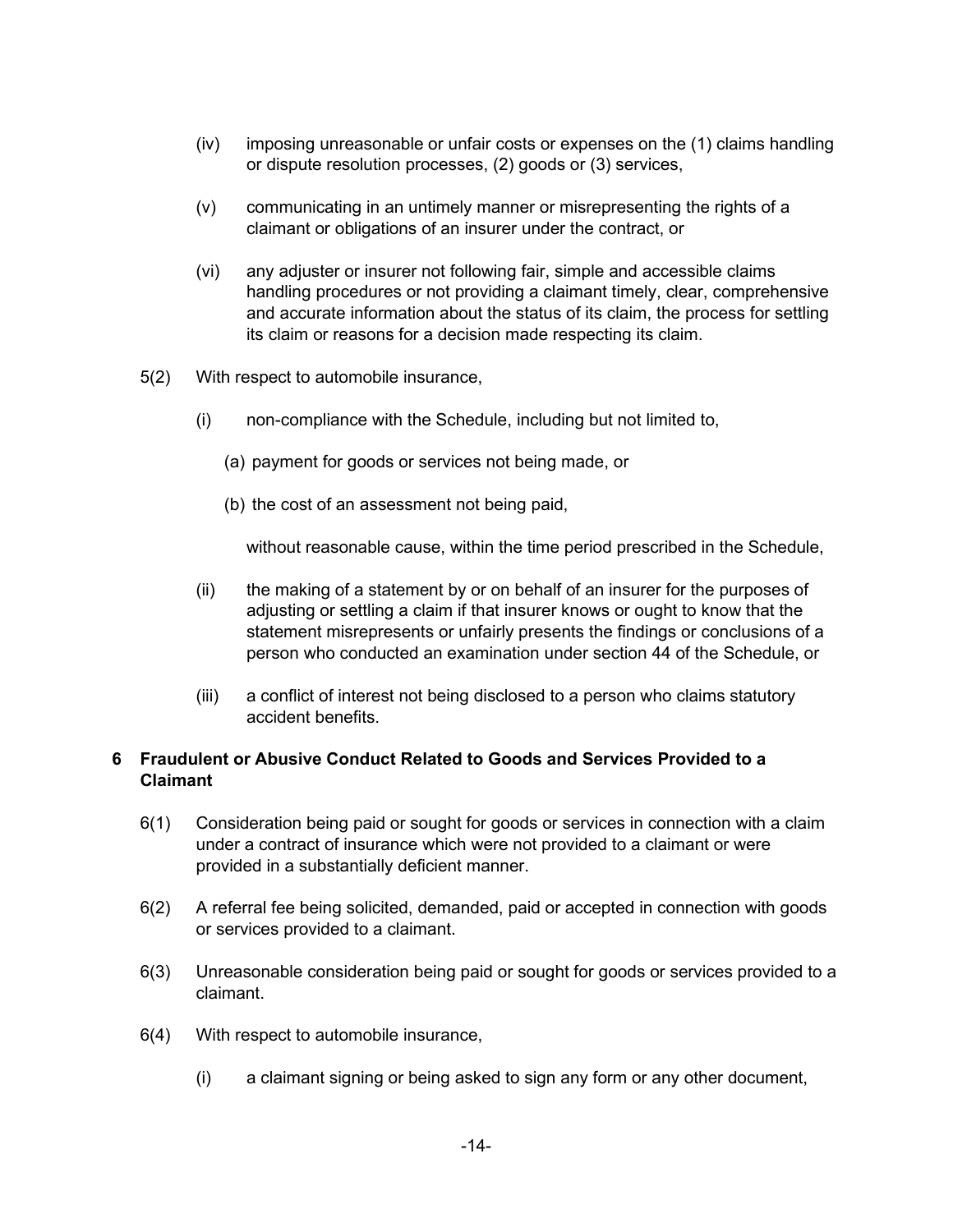(iv) imposing unreasonable or unfair costs or expenses on the (1) claims handling or dispute resolution processes, (2) goods or (3) services,

(v) communicating in an untimely manner or misrepresenting the rights of a claimant or obligations of an insurer under the contract, or

(vi) any adjuster or insurer not following fair, simple and accessible claims handling procedures or not providing a claimant timely, clear, comprehensive and accurate information about the status of its claim, the process for settling its claim or reasons for a decision made respecting its claim.

5(2) With respect to automobile insurance,

(i) non-compliance with the Schedule, including but not limited to,

(a) payment for goods or services not being made, or

(b) the cost of an assessment not being paid,

without reasonable cause, within the time period prescribed in the Schedule,

(ii) the making of a statement by or on behalf of an insurer for the purposes of adjusting or settling a claim if that insurer knows or ought to know that the statement misrepresents or unfairly presents the findings or conclusions of a person who conducted an examination under section 44 of the Schedule, or

(iii) a conflict of interest not being disclosed to a person who claims statutory accident benefits.

## 6 Fraudulent or Abusive Conduct Related to Goods and Services Provided to a Claimant

6(1) Consideration being paid or sought for goods or services in connection with a claim under a contract of insurance which were not provided to a claimant or were provided in a substantially deficient manner.

6(2) A referral fee being solicited, demanded, paid or accepted in connection with goods or services provided to a claimant.

6(3) Unreasonable consideration being paid or sought for goods or services provided to a claimant.

6(4) With respect to automobile insurance,

(i) a claimant signing or being asked to sign any form or any other document,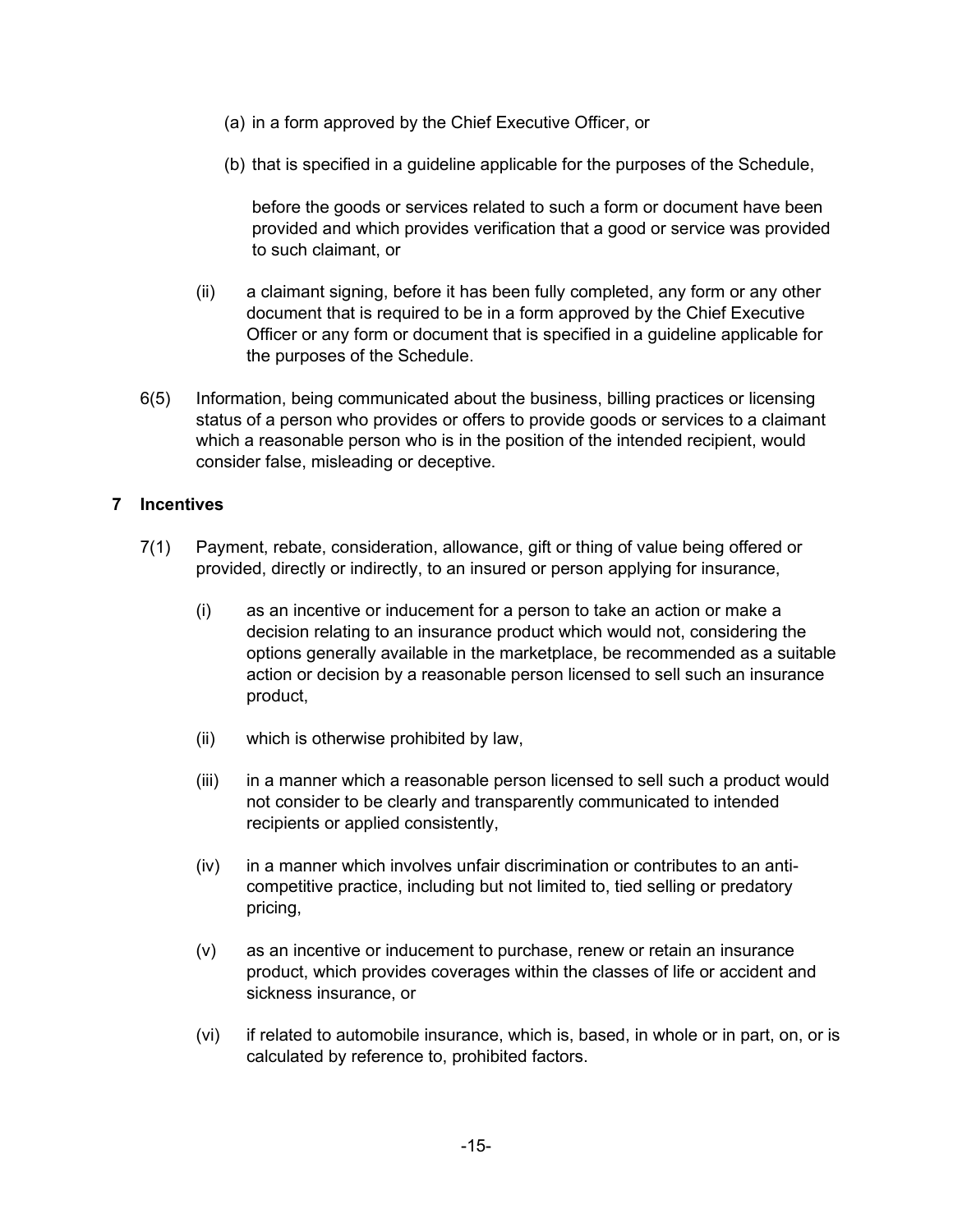(a) in a form approved by the Chief Executive Officer, or

(b) that is specified in a guideline applicable for the purposes of the Schedule,

before the goods or services related to such a form or document have been provided and which provides verification that a good or service was provided to such claimant, or

(ii) a claimant signing, before it has been fully completed, any form or any other document that is required to be in a form approved by the Chief Executive Officer or any form or document that is specified in a guideline applicable for the purposes of the Schedule.

6(5) Information, being communicated about the business, billing practices or licensing status of a person who provides or offers to provide goods or services to a claimant which a reasonable person who is in the position of the intended recipient, would consider false, misleading or deceptive.

## 7 Incentives

7(1) Payment, rebate, consideration, allowance, gift or thing of value being offered or provided, directly or indirectly, to an insured or person applying for insurance,

(i) as an incentive or inducement for a person to take an action or make a decision relating to an insurance product which would not, considering the options generally available in the marketplace, be recommended as a suitable action or decision by a reasonable person licensed to sell such an insurance product,

(ii) which is otherwise prohibited by law,

(iii) in a manner which a reasonable person licensed to sell such a product would not consider to be clearly and transparently communicated to intended recipients or applied consistently,

(iv) in a manner which involves unfair discrimination or contributes to an anti-competitive practice, including but not limited to, tied selling or predatory pricing,

(v) as an incentive or inducement to purchase, renew or retain an insurance product, which provides coverages within the classes of life or accident and sickness insurance, or

(vi) if related to automobile insurance, which is, based, in whole or in part, on, or is calculated by reference to, prohibited factors.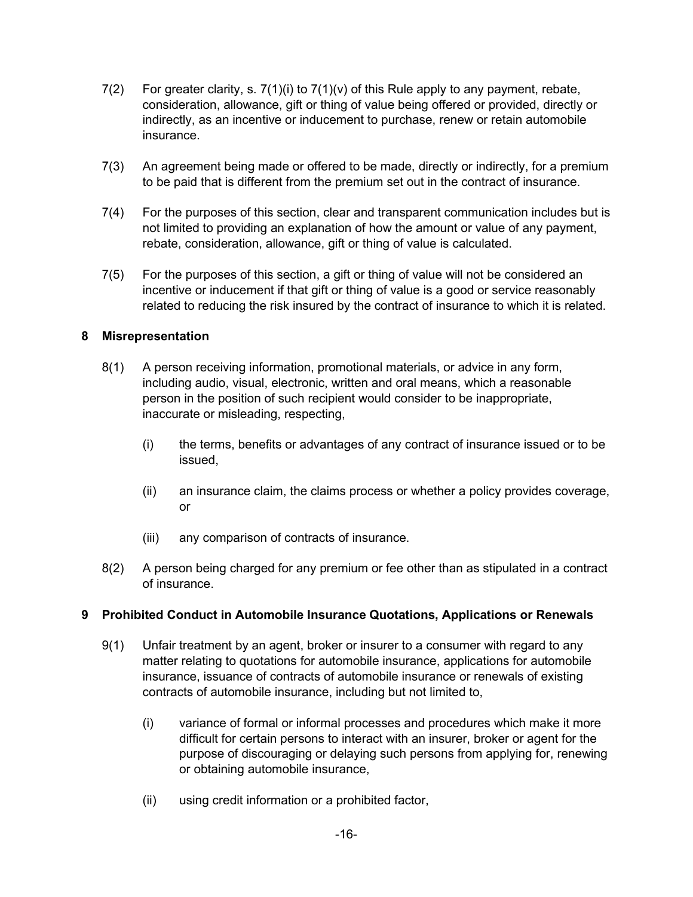7(2) For greater clarity, s. 7(1)(i) to 7(1)(v) of this Rule apply to any payment, rebate, consideration, allowance, gift or thing of value being offered or provided, directly or indirectly, as an incentive or inducement to purchase, renew or retain automobile insurance.

7(3) An agreement being made or offered to be made, directly or indirectly, for a premium to be paid that is different from the premium set out in the contract of insurance.

7(4) For the purposes of this section, clear and transparent communication includes but is not limited to providing an explanation of how the amount or value of any payment, rebate, consideration, allowance, gift or thing of value is calculated.

7(5) For the purposes of this section, a gift or thing of value will not be considered an incentive or inducement if that gift or thing of value is a good or service reasonably related to reducing the risk insured by the contract of insurance to which it is related.

## 8 Misrepresentation

8(1) A person receiving information, promotional materials, or advice in any form, including audio, visual, electronic, written and oral means, which a reasonable person in the position of such recipient would consider to be inappropriate, inaccurate or misleading, respecting,

- (i) the terms, benefits or advantages of any contract of insurance issued or to be issued,
- (ii) an insurance claim, the claims process or whether a policy provides coverage, or
- (iii) any comparison of contracts of insurance.

8(2) A person being charged for any premium or fee other than as stipulated in a contract of insurance.

## 9 Prohibited Conduct in Automobile Insurance Quotations, Applications or Renewals

9(1) Unfair treatment by an agent, broker or insurer to a consumer with regard to any matter relating to quotations for automobile insurance, applications for automobile insurance, issuance of contracts of automobile insurance or renewals of existing contracts of automobile insurance, including but not limited to,

- (i) variance of formal or informal processes and procedures which make it more difficult for certain persons to interact with an insurer, broker or agent for the purpose of discouraging or delaying such persons from applying for, renewing or obtaining automobile insurance,
- (ii) using credit information or a prohibited factor,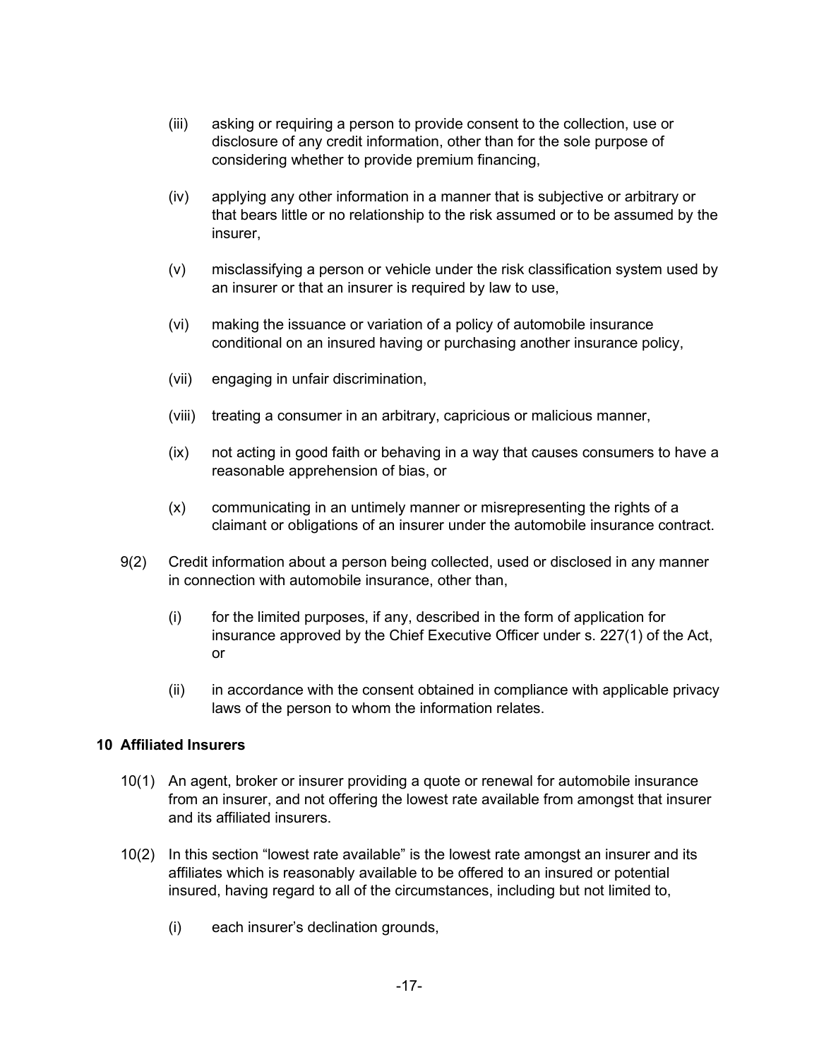(iii) asking or requiring a person to provide consent to the collection, use or disclosure of any credit information, other than for the sole purpose of considering whether to provide premium financing,

(iv) applying any other information in a manner that is subjective or arbitrary or that bears little or no relationship to the risk assumed or to be assumed by the insurer,

(v) misclassifying a person or vehicle under the risk classification system used by an insurer or that an insurer is required by law to use,

(vi) making the issuance or variation of a policy of automobile insurance conditional on an insured having or purchasing another insurance policy,

(vii) engaging in unfair discrimination,

(viii) treating a consumer in an arbitrary, capricious or malicious manner,

(ix) not acting in good faith or behaving in a way that causes consumers to have a reasonable apprehension of bias, or

(x) communicating in an untimely manner or misrepresenting the rights of a claimant or obligations of an insurer under the automobile insurance contract.

9(2) Credit information about a person being collected, used or disclosed in any manner in connection with automobile insurance, other than,

(i) for the limited purposes, if any, described in the form of application for insurance approved by the Chief Executive Officer under s. 227(1) of the Act, or

(ii) in accordance with the consent obtained in compliance with applicable privacy laws of the person to whom the information relates.

**10 Affiliated Insurers**

10(1) An agent, broker or insurer providing a quote or renewal for automobile insurance from an insurer, and not offering the lowest rate available from amongst that insurer and its affiliated insurers.

10(2) In this section "lowest rate available" is the lowest rate amongst an insurer and its affiliates which is reasonably available to be offered to an insured or potential insured, having regard to all of the circumstances, including but not limited to,

(i) each insurer's declination grounds,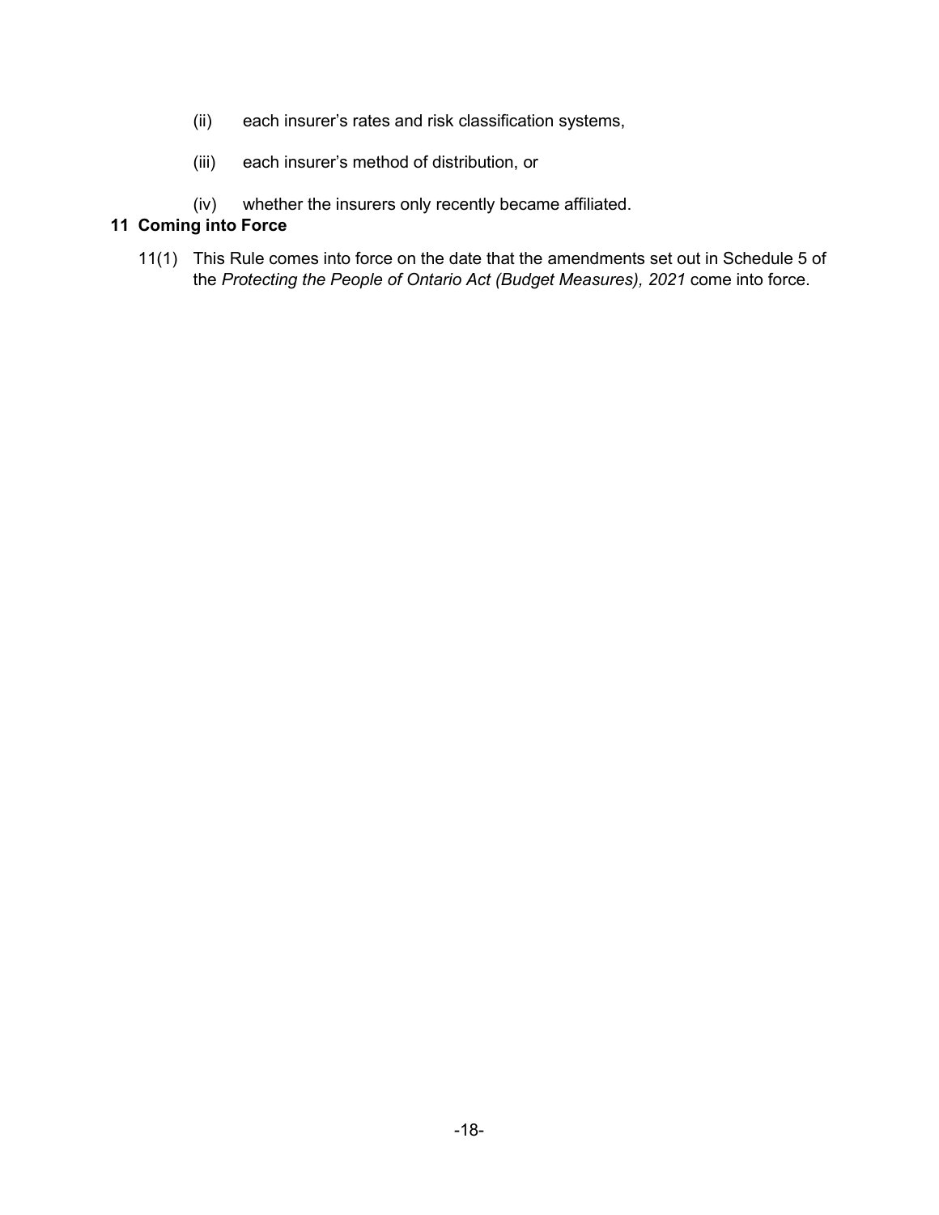(ii) each insurer’s rates and risk classification systems,

(iii) each insurer’s method of distribution, or

(iv) whether the insurers only recently became affiliated.

## 11 Coming into Force

11(1) This Rule comes into force on the date that the amendments set out in Schedule 5 of the *Protecting the People of Ontario Act (Budget Measures), 2021* come into force.